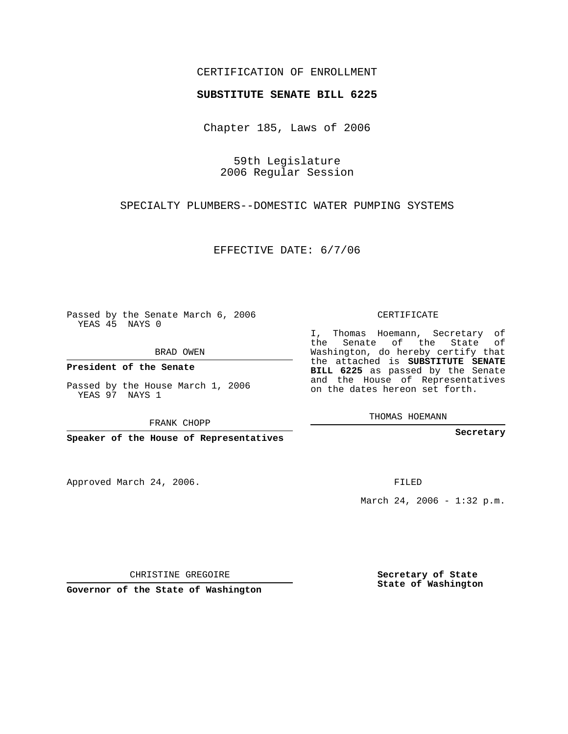CERTIFICATION OF ENROLLMENT

**SUBSTITUTE SENATE BILL 6225**

Chapter 185, Laws of 2006

59th Legislature
2006 Regular Session

SPECIALTY PLUMBERS--DOMESTIC WATER PUMPING SYSTEMS

EFFECTIVE DATE: 6/7/06

Passed by the Senate March 6, 2006
YEAS 45 NAYS 0

BRAD OWEN

**President of the Senate**

Passed by the House March 1, 2006
YEAS 97 NAYS 1

FRANK CHOPP

**Speaker of the House of Representatives**

CERTIFICATE

I, Thomas Hoemann, Secretary of the Senate of the State of Washington, do hereby certify that the attached is **SUBSTITUTE SENATE BILL 6225** as passed by the Senate and the House of Representatives on the dates hereon set forth.

THOMAS HOEMANN

**Secretary**

Approved March 24, 2006.

FILED

March 24, 2006 - 1:32 p.m.

CHRISTINE GREGOIRE

**Governor of the State of Washington**

**Secretary of State**
**State of Washington**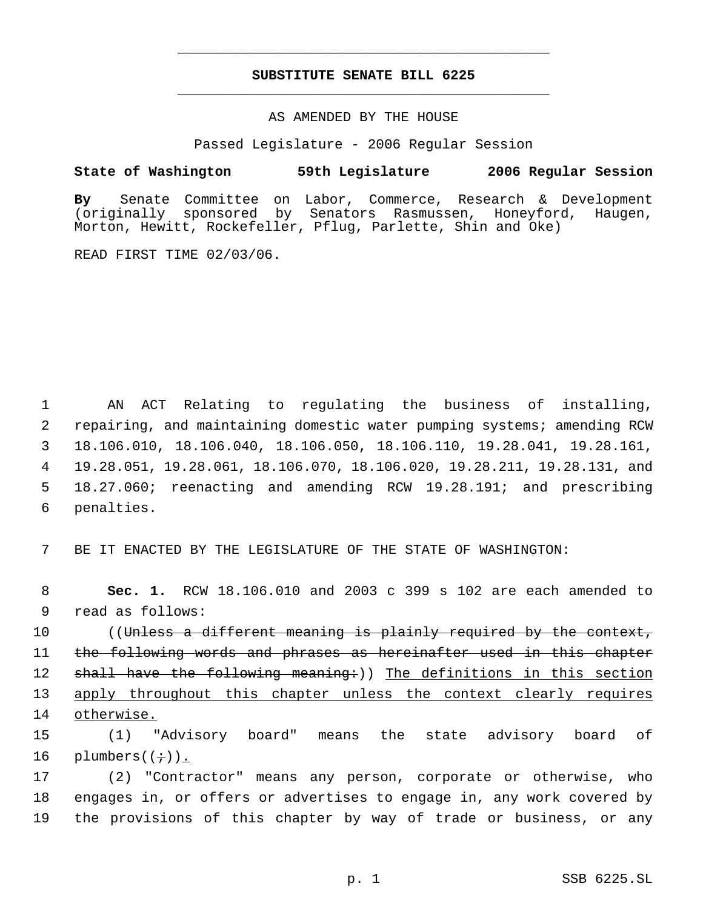# SUBSTITUTE SENATE BILL 6225

AS AMENDED BY THE HOUSE

Passed Legislature - 2006 Regular Session

**State of Washington 59th Legislature 2006 Regular Session**

**By** Senate Committee on Labor, Commerce, Research & Development (originally sponsored by Senators Rasmussen, Honeyford, Haugen, Morton, Hewitt, Rockefeller, Pflug, Parlette, Shin and Oke)

READ FIRST TIME 02/03/06.

1 AN ACT Relating to regulating the business of installing,
2 repairing, and maintaining domestic water pumping systems; amending RCW
3 18.106.010, 18.106.040, 18.106.050, 18.106.110, 19.28.041, 19.28.161,
4 19.28.051, 19.28.061, 18.106.070, 18.106.020, 19.28.211, 19.28.131, and
5 18.27.060; reenacting and amending RCW 19.28.191; and prescribing
6 penalties.

7 BE IT ENACTED BY THE LEGISLATURE OF THE STATE OF WASHINGTON:

8 **Sec. 1.** RCW 18.106.010 and 2003 c 399 s 102 are each amended to
9 read as follows:

10 ((~~Unless a different meaning is plainly required by the context,~~
11 ~~the following words and phrases as hereinafter used in this chapter~~
12 ~~shall have the following meaning:~~)) <u>The definitions in this section</u>
13 <u>apply throughout this chapter unless the context clearly requires</u>
14 <u>otherwise.</u>

15 (1) "Advisory board" means the state advisory board of
16 plumbers((~~;~~))<u>.</u>

17 (2) "Contractor" means any person, corporate or otherwise, who
18 engages in, or offers or advertises to engage in, any work covered by
19 the provisions of this chapter by way of trade or business, or any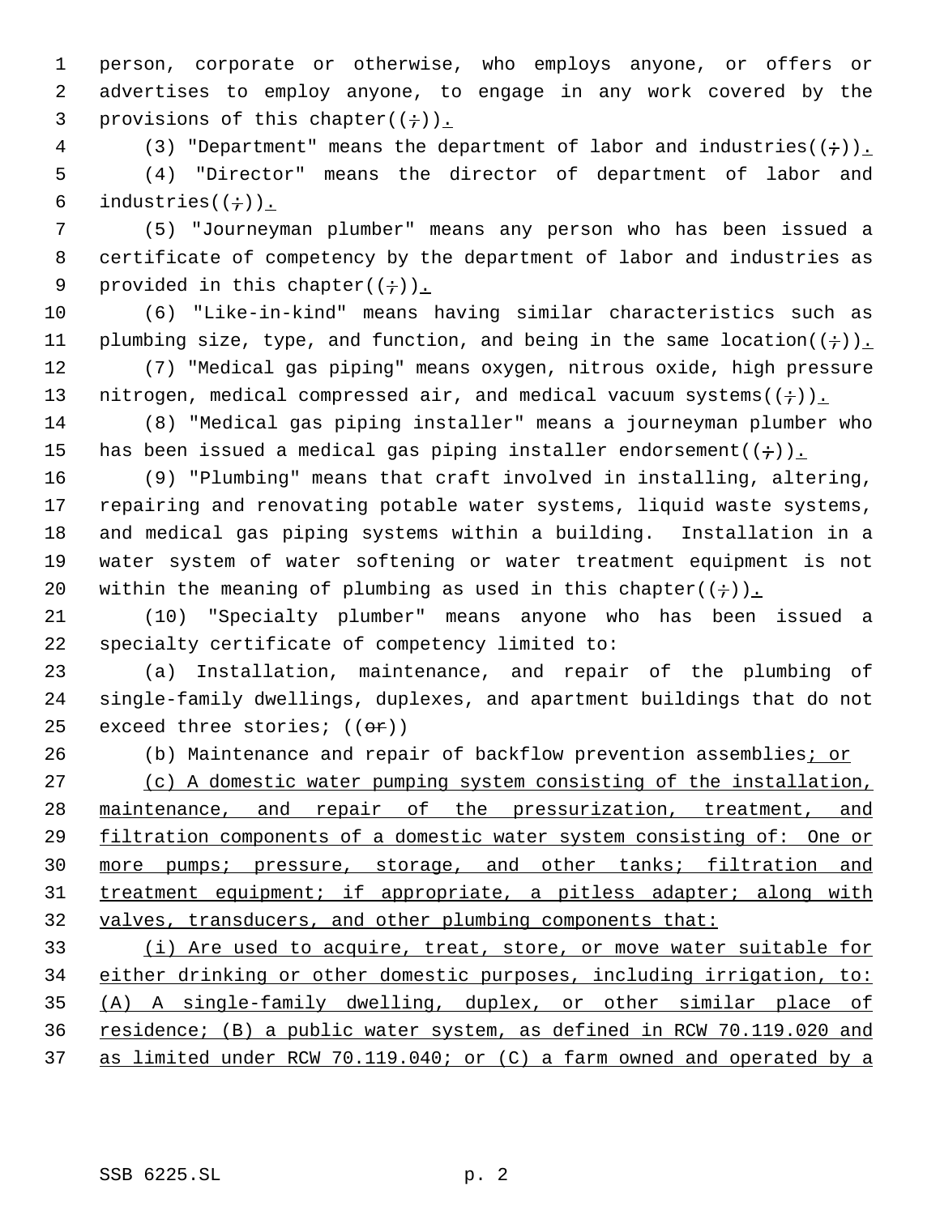person, corporate or otherwise, who employs anyone, or offers or advertises to employ anyone, to engage in any work covered by the provisions of this chapter((;)).

(3) "Department" means the department of labor and industries((;)).

(4) "Director" means the director of department of labor and industries((;)).

(5) "Journeyman plumber" means any person who has been issued a certificate of competency by the department of labor and industries as provided in this chapter((;)).

(6) "Like-in-kind" means having similar characteristics such as plumbing size, type, and function, and being in the same location((;)).

(7) "Medical gas piping" means oxygen, nitrous oxide, high pressure nitrogen, medical compressed air, and medical vacuum systems((;)).

(8) "Medical gas piping installer" means a journeyman plumber who has been issued a medical gas piping installer endorsement((;)).

(9) "Plumbing" means that craft involved in installing, altering, repairing and renovating potable water systems, liquid waste systems, and medical gas piping systems within a building. Installation in a water system of water softening or water treatment equipment is not within the meaning of plumbing as used in this chapter((;)).

(10) "Specialty plumber" means anyone who has been issued a specialty certificate of competency limited to:

(a) Installation, maintenance, and repair of the plumbing of single-family dwellings, duplexes, and apartment buildings that do not exceed three stories; ((~~or~~))

(b) Maintenance and repair of backflow prevention assemblies; or

(c) A domestic water pumping system consisting of the installation, maintenance, and repair of the pressurization, treatment, and filtration components of a domestic water system consisting of: One or more pumps; pressure, storage, and other tanks; filtration and treatment equipment; if appropriate, a pitless adapter; along with valves, transducers, and other plumbing components that:

(i) Are used to acquire, treat, store, or move water suitable for either drinking or other domestic purposes, including irrigation, to: (A) A single-family dwelling, duplex, or other similar place of residence; (B) a public water system, as defined in RCW 70.119.020 and as limited under RCW 70.119.040; or (C) a farm owned and operated by a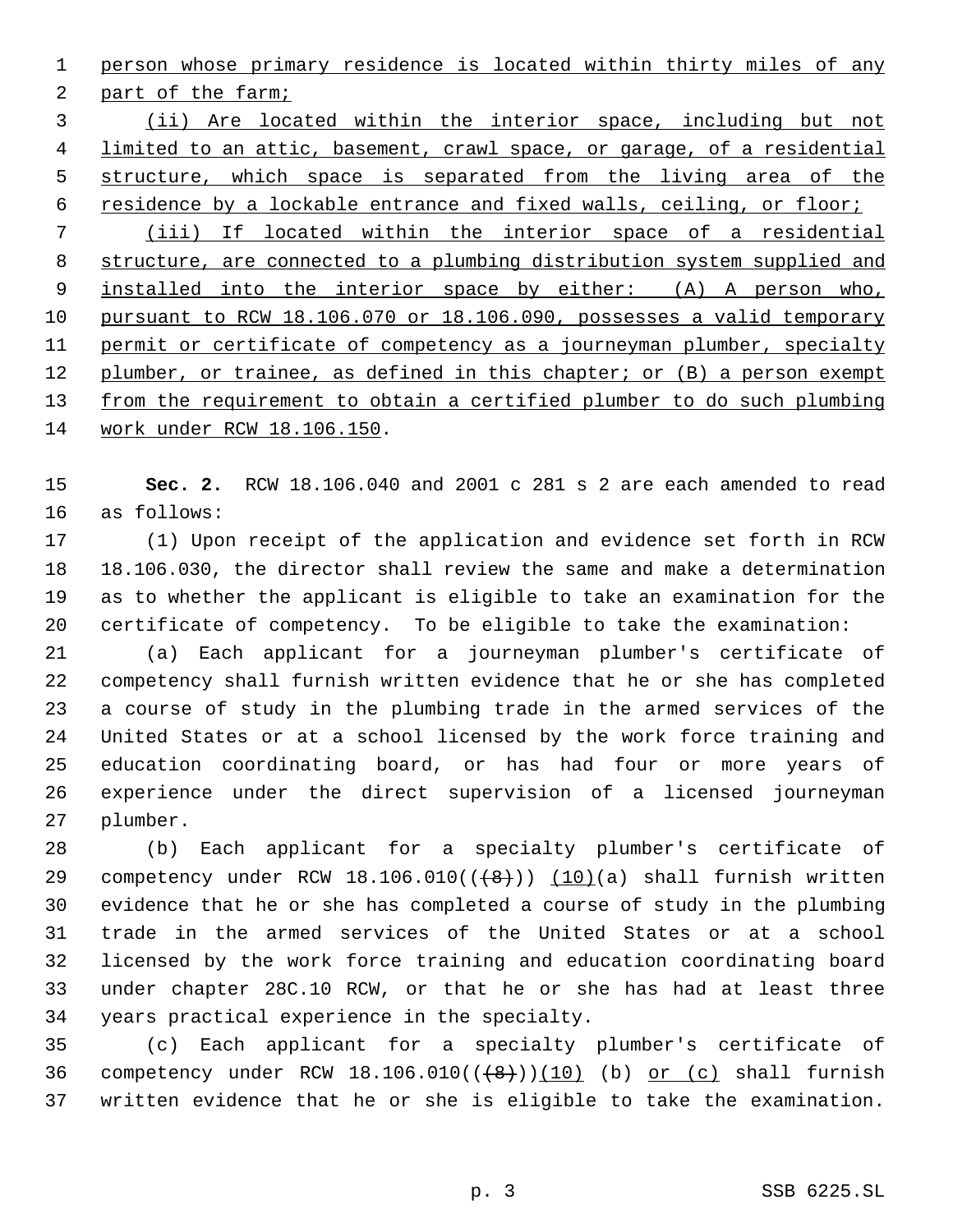person whose primary residence is located within thirty miles of any part of the farm;

(ii) Are located within the interior space, including but not limited to an attic, basement, crawl space, or garage, of a residential structure, which space is separated from the living area of the residence by a lockable entrance and fixed walls, ceiling, or floor;

(iii) If located within the interior space of a residential structure, are connected to a plumbing distribution system supplied and installed into the interior space by either: (A) A person who, pursuant to RCW 18.106.070 or 18.106.090, possesses a valid temporary permit or certificate of competency as a journeyman plumber, specialty plumber, or trainee, as defined in this chapter; or (B) a person exempt from the requirement to obtain a certified plumber to do such plumbing work under RCW 18.106.150.

**Sec. 2.** RCW 18.106.040 and 2001 c 281 s 2 are each amended to read as follows:

(1) Upon receipt of the application and evidence set forth in RCW 18.106.030, the director shall review the same and make a determination as to whether the applicant is eligible to take an examination for the certificate of competency. To be eligible to take the examination:

(a) Each applicant for a journeyman plumber's certificate of competency shall furnish written evidence that he or she has completed a course of study in the plumbing trade in the armed services of the United States or at a school licensed by the work force training and education coordinating board, or has had four or more years of experience under the direct supervision of a licensed journeyman plumber.

(b) Each applicant for a specialty plumber's certificate of competency under RCW 18.106.010((~~(8)~~)) (10)(a) shall furnish written evidence that he or she has completed a course of study in the plumbing trade in the armed services of the United States or at a school licensed by the work force training and education coordinating board under chapter 28C.10 RCW, or that he or she has had at least three years practical experience in the specialty.

(c) Each applicant for a specialty plumber's certificate of competency under RCW 18.106.010((~~(8)~~))(10) (b) or (c) shall furnish written evidence that he or she is eligible to take the examination.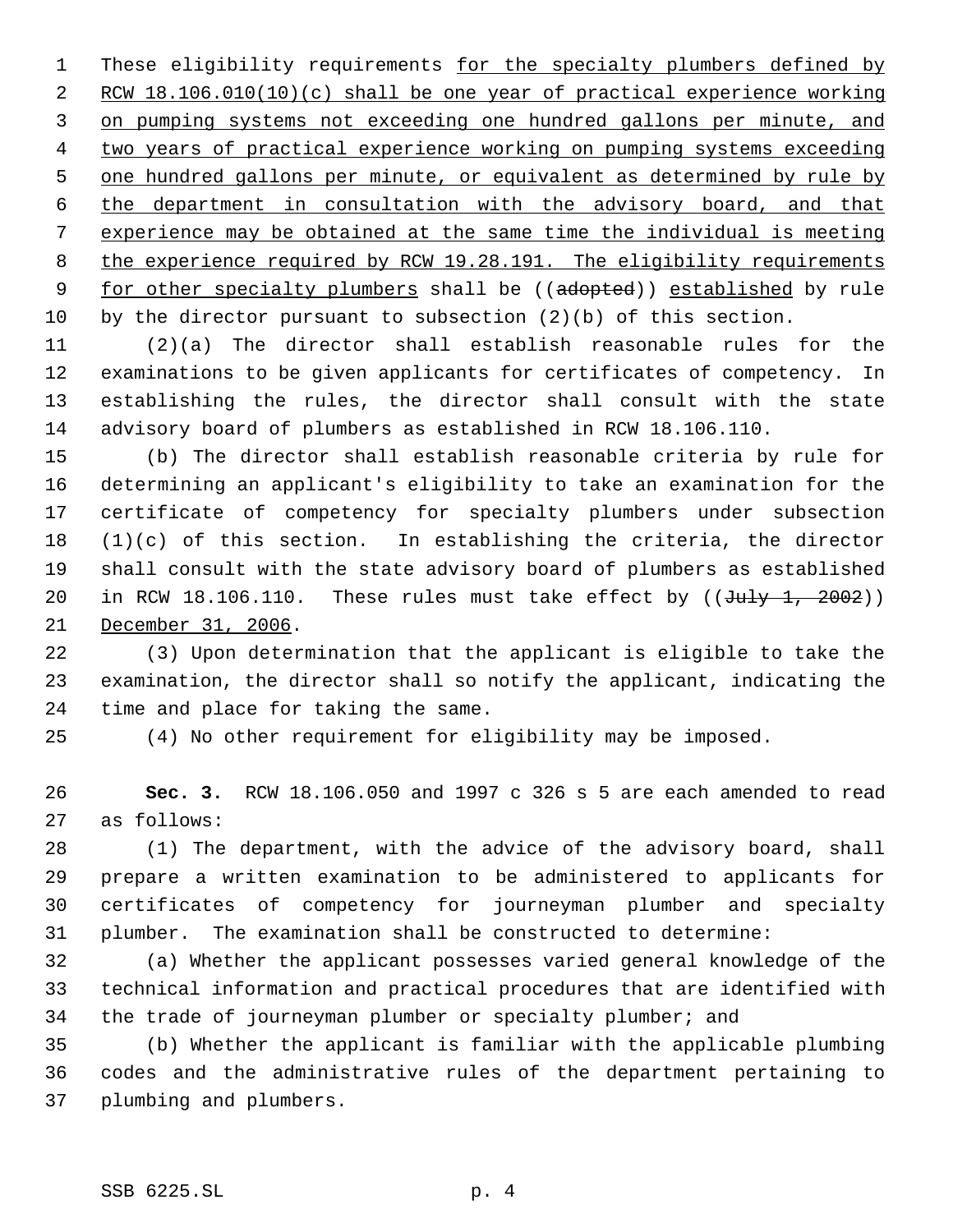These eligibility requirements for the specialty plumbers defined by RCW 18.106.010(10)(c) shall be one year of practical experience working on pumping systems not exceeding one hundred gallons per minute, and two years of practical experience working on pumping systems exceeding one hundred gallons per minute, or equivalent as determined by rule by the department in consultation with the advisory board, and that experience may be obtained at the same time the individual is meeting the experience required by RCW 19.28.191. The eligibility requirements for other specialty plumbers shall be ((~~adopted~~)) established by rule by the director pursuant to subsection (2)(b) of this section.

(2)(a) The director shall establish reasonable rules for the examinations to be given applicants for certificates of competency. In establishing the rules, the director shall consult with the state advisory board of plumbers as established in RCW 18.106.110.

(b) The director shall establish reasonable criteria by rule for determining an applicant's eligibility to take an examination for the certificate of competency for specialty plumbers under subsection (1)(c) of this section. In establishing the criteria, the director shall consult with the state advisory board of plumbers as established in RCW 18.106.110. These rules must take effect by ((~~July 1, 2002~~)) December 31, 2006.

(3) Upon determination that the applicant is eligible to take the examination, the director shall so notify the applicant, indicating the time and place for taking the same.

(4) No other requirement for eligibility may be imposed.

**Sec. 3.** RCW 18.106.050 and 1997 c 326 s 5 are each amended to read as follows:

(1) The department, with the advice of the advisory board, shall prepare a written examination to be administered to applicants for certificates of competency for journeyman plumber and specialty plumber. The examination shall be constructed to determine:

(a) Whether the applicant possesses varied general knowledge of the technical information and practical procedures that are identified with the trade of journeyman plumber or specialty plumber; and

(b) Whether the applicant is familiar with the applicable plumbing codes and the administrative rules of the department pertaining to plumbing and plumbers.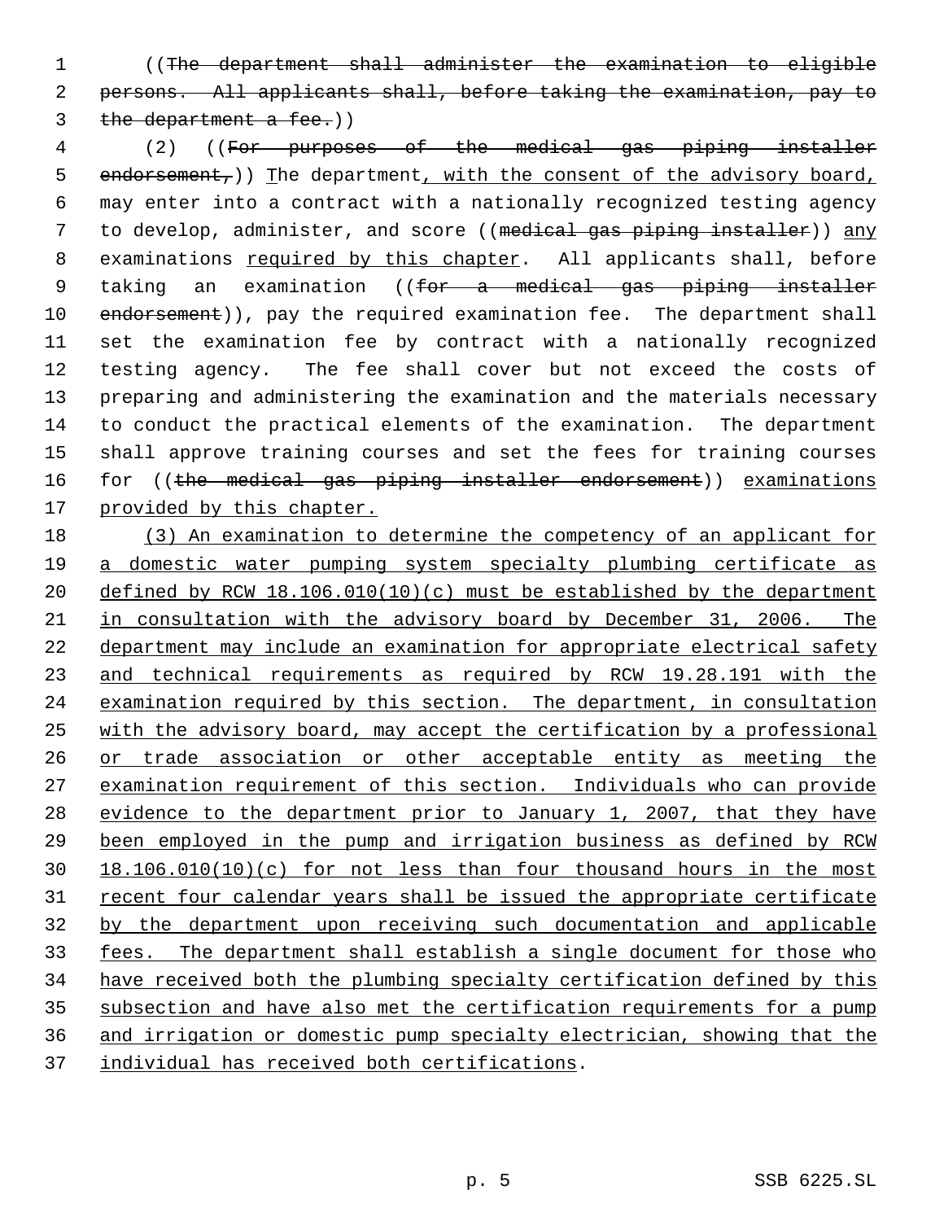((~~The department shall administer the examination to eligible persons. All applicants shall, before taking the examination, pay to the department a fee.~~))

(2) ((~~For purposes of the medical gas piping installer endorsement,~~)) <u>T</u>he department<u>, with the consent of the advisory board,</u> may enter into a contract with a nationally recognized testing agency to develop, administer, and score ((~~medical gas piping installer~~)) <u>any</u> examinations <u>required by this chapter</u>. All applicants shall, before taking an examination ((~~for a medical gas piping installer endorsement~~)), pay the required examination fee. The department shall set the examination fee by contract with a nationally recognized testing agency. The fee shall cover but not exceed the costs of preparing and administering the examination and the materials necessary to conduct the practical elements of the examination. The department shall approve training courses and set the fees for training courses for ((~~the medical gas piping installer endorsement~~)) <u>examinations provided by this chapter.</u>

<u>(3) An examination to determine the competency of an applicant for a domestic water pumping system specialty plumbing certificate as defined by RCW 18.106.010(10)(c) must be established by the department in consultation with the advisory board by December 31, 2006. The department may include an examination for appropriate electrical safety and technical requirements as required by RCW 19.28.191 with the examination required by this section. The department, in consultation with the advisory board, may accept the certification by a professional or trade association or other acceptable entity as meeting the examination requirement of this section. Individuals who can provide evidence to the department prior to January 1, 2007, that they have been employed in the pump and irrigation business as defined by RCW 18.106.010(10)(c) for not less than four thousand hours in the most recent four calendar years shall be issued the appropriate certificate by the department upon receiving such documentation and applicable fees. The department shall establish a single document for those who have received both the plumbing specialty certification defined by this subsection and have also met the certification requirements for a pump and irrigation or domestic pump specialty electrician, showing that the individual has received both certifications</u>.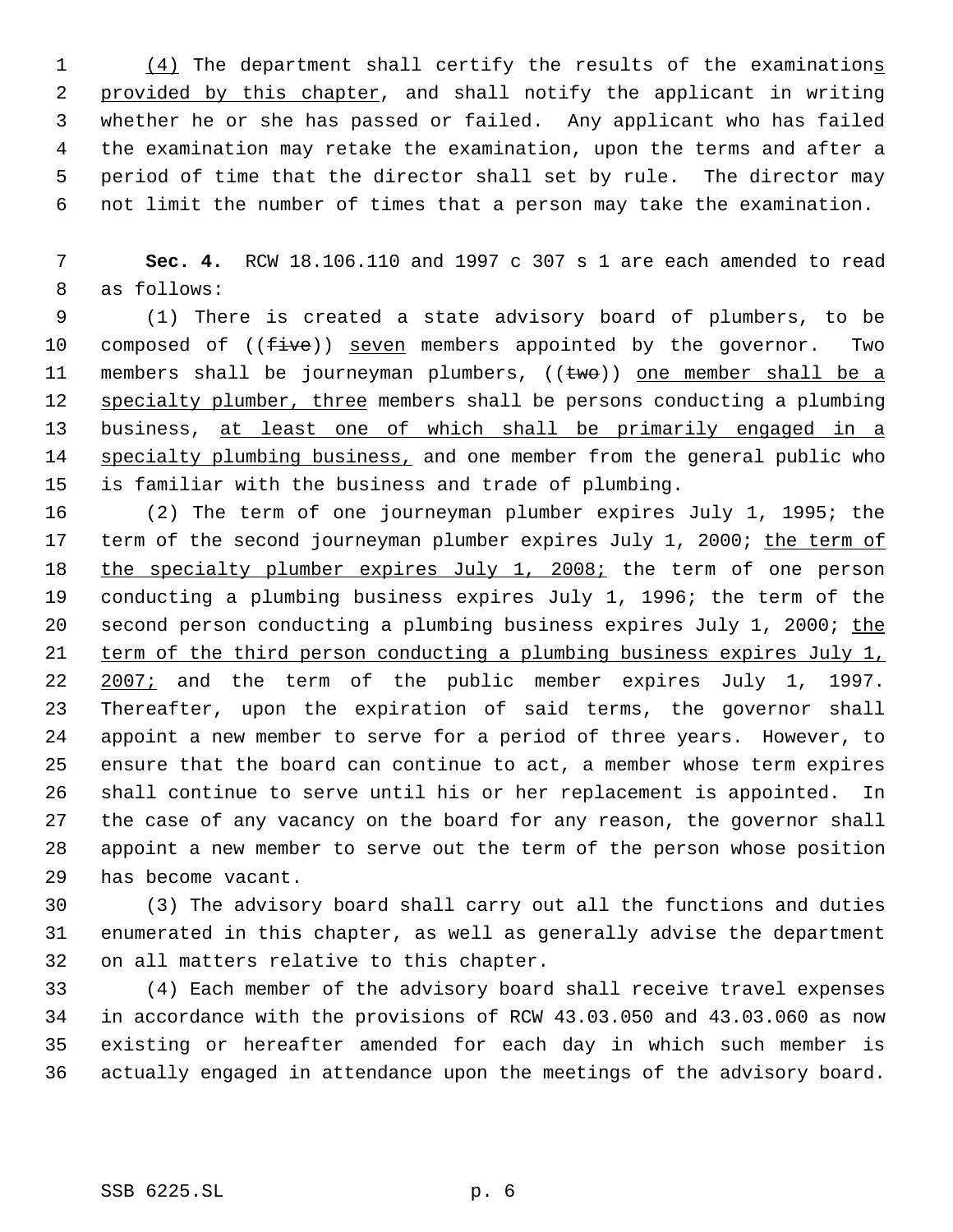(4) The department shall certify the results of the examinations provided by this chapter, and shall notify the applicant in writing whether he or she has passed or failed. Any applicant who has failed the examination may retake the examination, upon the terms and after a period of time that the director shall set by rule. The director may not limit the number of times that a person may take the examination.

**Sec. 4.** RCW 18.106.110 and 1997 c 307 s 1 are each amended to read as follows:

(1) There is created a state advisory board of plumbers, to be composed of ((five)) seven members appointed by the governor. Two members shall be journeyman plumbers, ((two)) one member shall be a specialty plumber, three members shall be persons conducting a plumbing business, at least one of which shall be primarily engaged in a specialty plumbing business, and one member from the general public who is familiar with the business and trade of plumbing.

(2) The term of one journeyman plumber expires July 1, 1995; the term of the second journeyman plumber expires July 1, 2000; the term of the specialty plumber expires July 1, 2008; the term of one person conducting a plumbing business expires July 1, 1996; the term of the second person conducting a plumbing business expires July 1, 2000; the term of the third person conducting a plumbing business expires July 1, 2007; and the term of the public member expires July 1, 1997. Thereafter, upon the expiration of said terms, the governor shall appoint a new member to serve for a period of three years. However, to ensure that the board can continue to act, a member whose term expires shall continue to serve until his or her replacement is appointed. In the case of any vacancy on the board for any reason, the governor shall appoint a new member to serve out the term of the person whose position has become vacant.

(3) The advisory board shall carry out all the functions and duties enumerated in this chapter, as well as generally advise the department on all matters relative to this chapter.

(4) Each member of the advisory board shall receive travel expenses in accordance with the provisions of RCW 43.03.050 and 43.03.060 as now existing or hereafter amended for each day in which such member is actually engaged in attendance upon the meetings of the advisory board.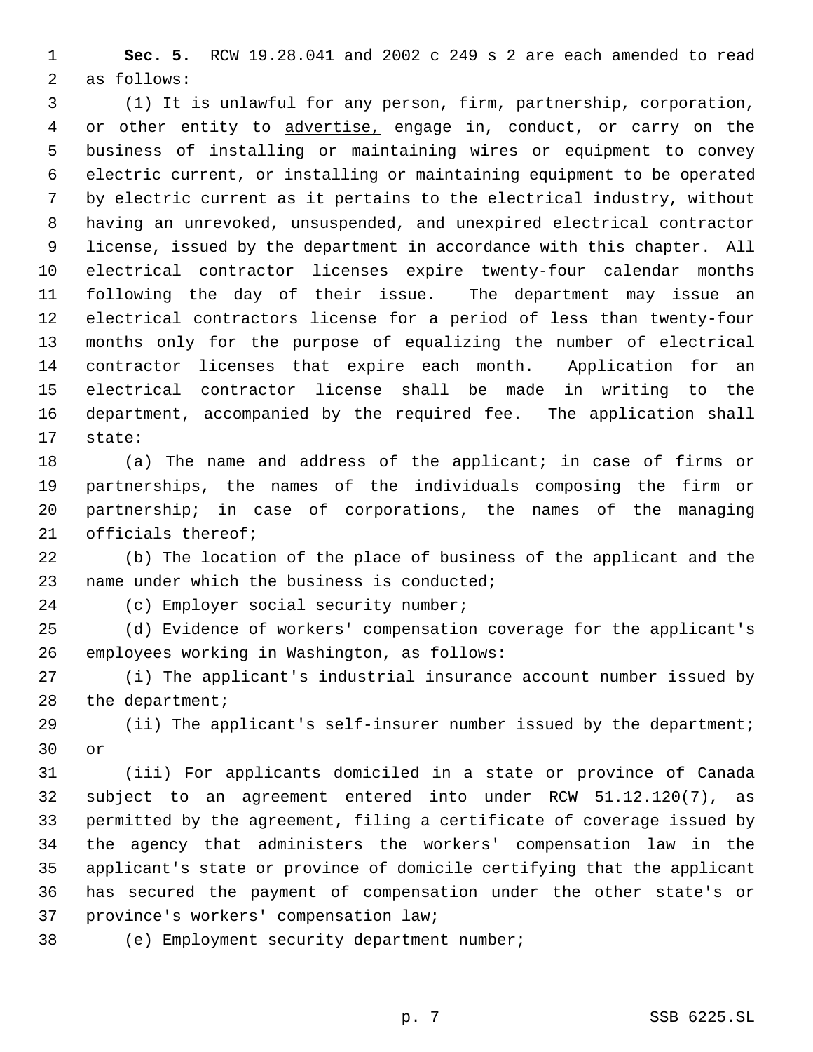**Sec. 5.** RCW 19.28.041 and 2002 c 249 s 2 are each amended to read as follows:

(1) It is unlawful for any person, firm, partnership, corporation, or other entity to advertise, engage in, conduct, or carry on the business of installing or maintaining wires or equipment to convey electric current, or installing or maintaining equipment to be operated by electric current as it pertains to the electrical industry, without having an unrevoked, unsuspended, and unexpired electrical contractor license, issued by the department in accordance with this chapter. All electrical contractor licenses expire twenty-four calendar months following the day of their issue. The department may issue an electrical contractors license for a period of less than twenty-four months only for the purpose of equalizing the number of electrical contractor licenses that expire each month. Application for an electrical contractor license shall be made in writing to the department, accompanied by the required fee. The application shall state:

(a) The name and address of the applicant; in case of firms or partnerships, the names of the individuals composing the firm or partnership; in case of corporations, the names of the managing officials thereof;

(b) The location of the place of business of the applicant and the name under which the business is conducted;

(c) Employer social security number;

(d) Evidence of workers' compensation coverage for the applicant's employees working in Washington, as follows:

(i) The applicant's industrial insurance account number issued by the department;

(ii) The applicant's self-insurer number issued by the department; or

(iii) For applicants domiciled in a state or province of Canada subject to an agreement entered into under RCW 51.12.120(7), as permitted by the agreement, filing a certificate of coverage issued by the agency that administers the workers' compensation law in the applicant's state or province of domicile certifying that the applicant has secured the payment of compensation under the other state's or province's workers' compensation law;

(e) Employment security department number;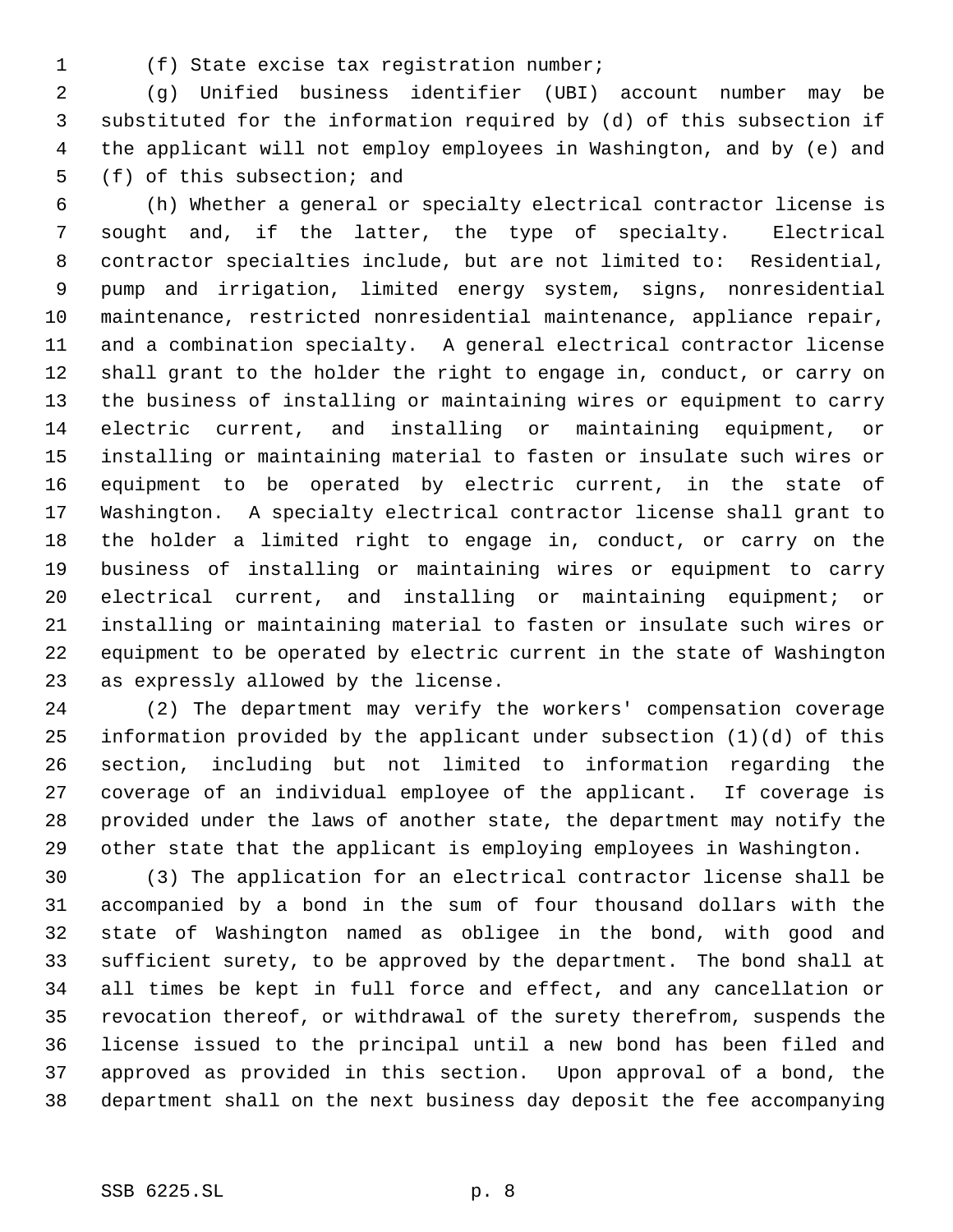(f) State excise tax registration number;

(g) Unified business identifier (UBI) account number may be substituted for the information required by (d) of this subsection if the applicant will not employ employees in Washington, and by (e) and (f) of this subsection; and

(h) Whether a general or specialty electrical contractor license is sought and, if the latter, the type of specialty. Electrical contractor specialties include, but are not limited to: Residential, pump and irrigation, limited energy system, signs, nonresidential maintenance, restricted nonresidential maintenance, appliance repair, and a combination specialty. A general electrical contractor license shall grant to the holder the right to engage in, conduct, or carry on the business of installing or maintaining wires or equipment to carry electric current, and installing or maintaining equipment, or installing or maintaining material to fasten or insulate such wires or equipment to be operated by electric current, in the state of Washington. A specialty electrical contractor license shall grant to the holder a limited right to engage in, conduct, or carry on the business of installing or maintaining wires or equipment to carry electrical current, and installing or maintaining equipment; or installing or maintaining material to fasten or insulate such wires or equipment to be operated by electric current in the state of Washington as expressly allowed by the license.

(2) The department may verify the workers' compensation coverage information provided by the applicant under subsection (1)(d) of this section, including but not limited to information regarding the coverage of an individual employee of the applicant. If coverage is provided under the laws of another state, the department may notify the other state that the applicant is employing employees in Washington.

(3) The application for an electrical contractor license shall be accompanied by a bond in the sum of four thousand dollars with the state of Washington named as obligee in the bond, with good and sufficient surety, to be approved by the department. The bond shall at all times be kept in full force and effect, and any cancellation or revocation thereof, or withdrawal of the surety therefrom, suspends the license issued to the principal until a new bond has been filed and approved as provided in this section. Upon approval of a bond, the department shall on the next business day deposit the fee accompanying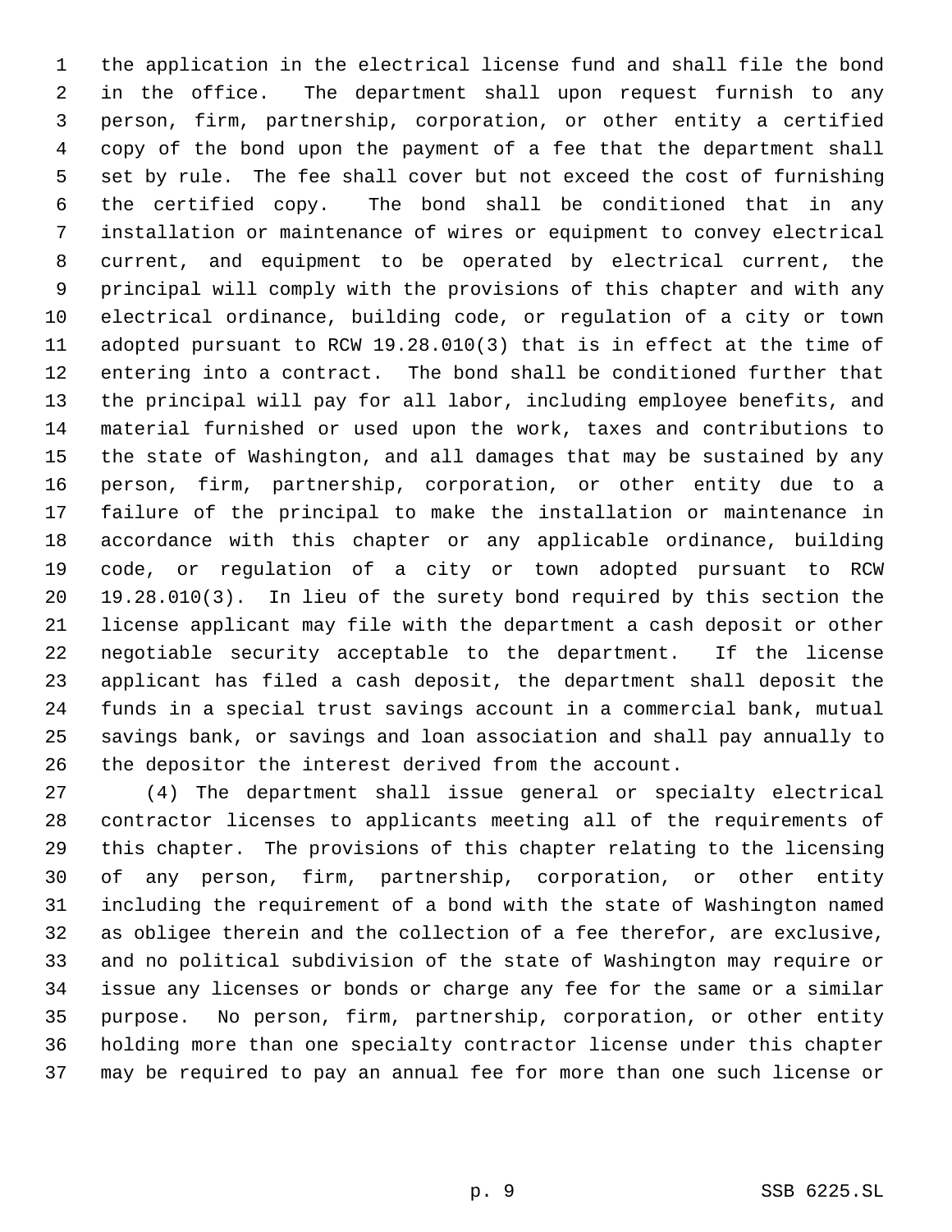the application in the electrical license fund and shall file the bond in the office. The department shall upon request furnish to any person, firm, partnership, corporation, or other entity a certified copy of the bond upon the payment of a fee that the department shall set by rule. The fee shall cover but not exceed the cost of furnishing the certified copy. The bond shall be conditioned that in any installation or maintenance of wires or equipment to convey electrical current, and equipment to be operated by electrical current, the principal will comply with the provisions of this chapter and with any electrical ordinance, building code, or regulation of a city or town adopted pursuant to RCW 19.28.010(3) that is in effect at the time of entering into a contract. The bond shall be conditioned further that the principal will pay for all labor, including employee benefits, and material furnished or used upon the work, taxes and contributions to the state of Washington, and all damages that may be sustained by any person, firm, partnership, corporation, or other entity due to a failure of the principal to make the installation or maintenance in accordance with this chapter or any applicable ordinance, building code, or regulation of a city or town adopted pursuant to RCW 19.28.010(3). In lieu of the surety bond required by this section the license applicant may file with the department a cash deposit or other negotiable security acceptable to the department. If the license applicant has filed a cash deposit, the department shall deposit the funds in a special trust savings account in a commercial bank, mutual savings bank, or savings and loan association and shall pay annually to the depositor the interest derived from the account.

(4) The department shall issue general or specialty electrical contractor licenses to applicants meeting all of the requirements of this chapter. The provisions of this chapter relating to the licensing of any person, firm, partnership, corporation, or other entity including the requirement of a bond with the state of Washington named as obligee therein and the collection of a fee therefor, are exclusive, and no political subdivision of the state of Washington may require or issue any licenses or bonds or charge any fee for the same or a similar purpose. No person, firm, partnership, corporation, or other entity holding more than one specialty contractor license under this chapter may be required to pay an annual fee for more than one such license or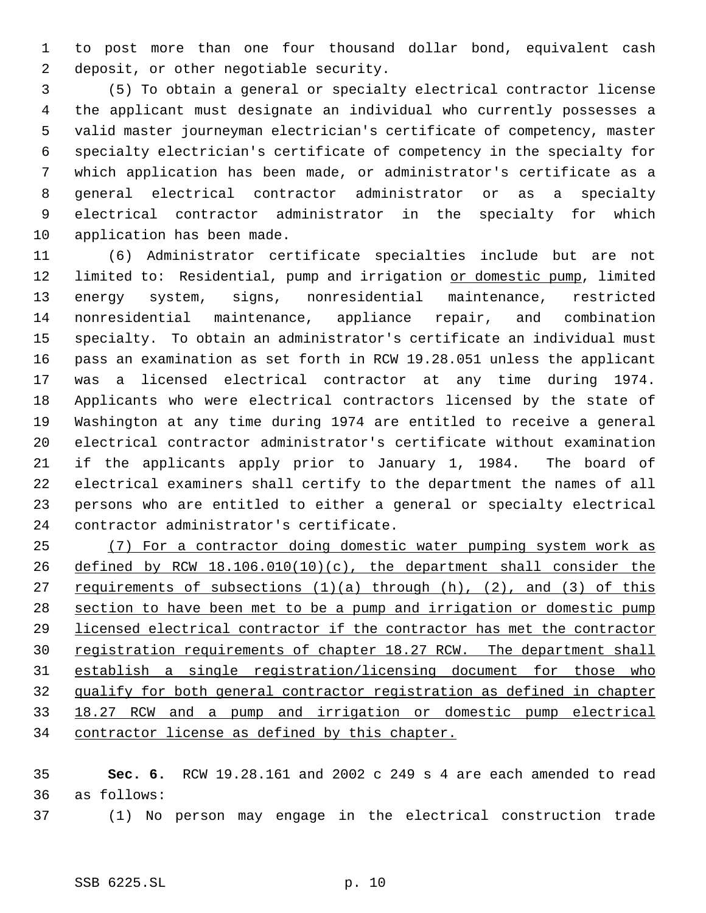to post more than one four thousand dollar bond, equivalent cash deposit, or other negotiable security.

(5) To obtain a general or specialty electrical contractor license the applicant must designate an individual who currently possesses a valid master journeyman electrician's certificate of competency, master specialty electrician's certificate of competency in the specialty for which application has been made, or administrator's certificate as a general electrical contractor administrator or as a specialty electrical contractor administrator in the specialty for which application has been made.

(6) Administrator certificate specialties include but are not limited to: Residential, pump and irrigation <u>or domestic pump</u>, limited energy system, signs, nonresidential maintenance, restricted nonresidential maintenance, appliance repair, and combination specialty. To obtain an administrator's certificate an individual must pass an examination as set forth in RCW 19.28.051 unless the applicant was a licensed electrical contractor at any time during 1974. Applicants who were electrical contractors licensed by the state of Washington at any time during 1974 are entitled to receive a general electrical contractor administrator's certificate without examination if the applicants apply prior to January 1, 1984. The board of electrical examiners shall certify to the department the names of all persons who are entitled to either a general or specialty electrical contractor administrator's certificate.

<u>(7) For a contractor doing domestic water pumping system work as defined by RCW 18.106.010(10)(c), the department shall consider the requirements of subsections (1)(a) through (h), (2), and (3) of this section to have been met to be a pump and irrigation or domestic pump licensed electrical contractor if the contractor has met the contractor registration requirements of chapter 18.27 RCW. The department shall establish a single registration/licensing document for those who qualify for both general contractor registration as defined in chapter 18.27 RCW and a pump and irrigation or domestic pump electrical contractor license as defined by this chapter.</u>

**Sec. 6.** RCW 19.28.161 and 2002 c 249 s 4 are each amended to read as follows:

(1) No person may engage in the electrical construction trade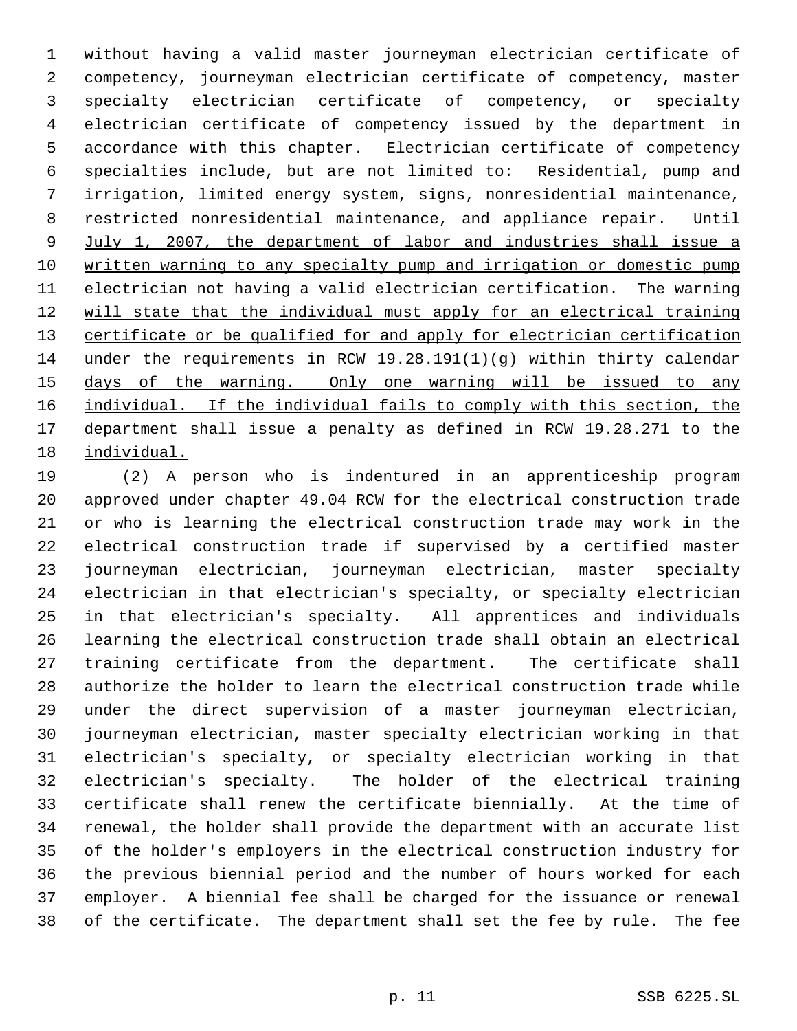without having a valid master journeyman electrician certificate of competency, journeyman electrician certificate of competency, master specialty electrician certificate of competency, or specialty electrician certificate of competency issued by the department in accordance with this chapter. Electrician certificate of competency specialties include, but are not limited to: Residential, pump and irrigation, limited energy system, signs, nonresidential maintenance, restricted nonresidential maintenance, and appliance repair. Until July 1, 2007, the department of labor and industries shall issue a written warning to any specialty pump and irrigation or domestic pump electrician not having a valid electrician certification. The warning will state that the individual must apply for an electrical training certificate or be qualified for and apply for electrician certification under the requirements in RCW 19.28.191(1)(g) within thirty calendar days of the warning. Only one warning will be issued to any individual. If the individual fails to comply with this section, the department shall issue a penalty as defined in RCW 19.28.271 to the individual.

(2) A person who is indentured in an apprenticeship program approved under chapter 49.04 RCW for the electrical construction trade or who is learning the electrical construction trade may work in the electrical construction trade if supervised by a certified master journeyman electrician, journeyman electrician, master specialty electrician in that electrician's specialty, or specialty electrician in that electrician's specialty. All apprentices and individuals learning the electrical construction trade shall obtain an electrical training certificate from the department. The certificate shall authorize the holder to learn the electrical construction trade while under the direct supervision of a master journeyman electrician, journeyman electrician, master specialty electrician working in that electrician's specialty, or specialty electrician working in that electrician's specialty. The holder of the electrical training certificate shall renew the certificate biennially. At the time of renewal, the holder shall provide the department with an accurate list of the holder's employers in the electrical construction industry for the previous biennial period and the number of hours worked for each employer. A biennial fee shall be charged for the issuance or renewal of the certificate. The department shall set the fee by rule. The fee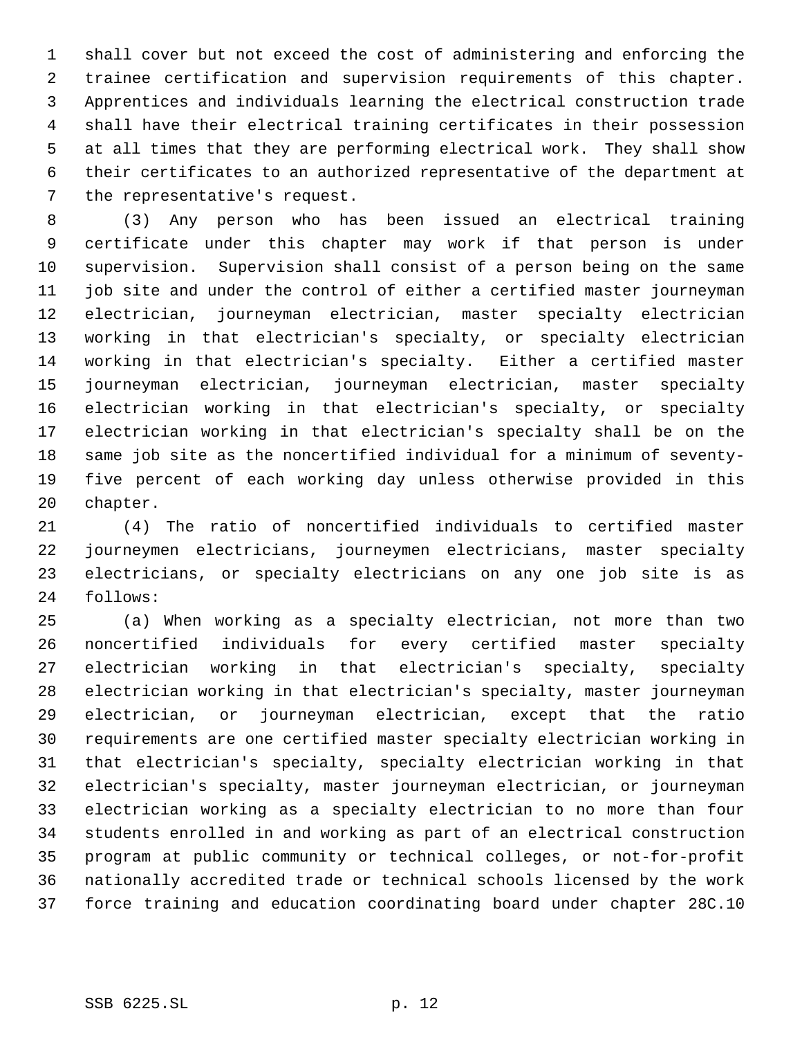shall cover but not exceed the cost of administering and enforcing the trainee certification and supervision requirements of this chapter. Apprentices and individuals learning the electrical construction trade shall have their electrical training certificates in their possession at all times that they are performing electrical work. They shall show their certificates to an authorized representative of the department at the representative's request.

(3) Any person who has been issued an electrical training certificate under this chapter may work if that person is under supervision. Supervision shall consist of a person being on the same job site and under the control of either a certified master journeyman electrician, journeyman electrician, master specialty electrician working in that electrician's specialty, or specialty electrician working in that electrician's specialty. Either a certified master journeyman electrician, journeyman electrician, master specialty electrician working in that electrician's specialty, or specialty electrician working in that electrician's specialty shall be on the same job site as the noncertified individual for a minimum of seventy-five percent of each working day unless otherwise provided in this chapter.

(4) The ratio of noncertified individuals to certified master journeymen electricians, journeymen electricians, master specialty electricians, or specialty electricians on any one job site is as follows:

(a) When working as a specialty electrician, not more than two noncertified individuals for every certified master specialty electrician working in that electrician's specialty, specialty electrician working in that electrician's specialty, master journeyman electrician, or journeyman electrician, except that the ratio requirements are one certified master specialty electrician working in that electrician's specialty, specialty electrician working in that electrician's specialty, master journeyman electrician, or journeyman electrician working as a specialty electrician to no more than four students enrolled in and working as part of an electrical construction program at public community or technical colleges, or not-for-profit nationally accredited trade or technical schools licensed by the work force training and education coordinating board under chapter 28C.10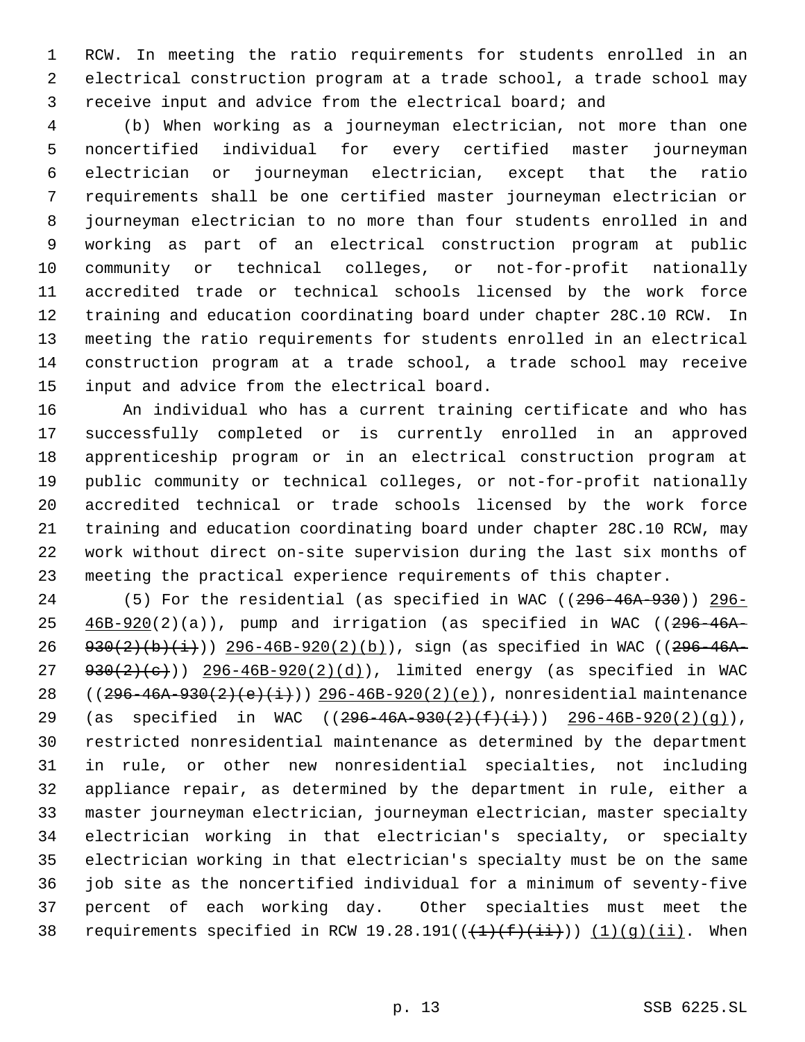RCW. In meeting the ratio requirements for students enrolled in an electrical construction program at a trade school, a trade school may receive input and advice from the electrical board; and

(b) When working as a journeyman electrician, not more than one noncertified individual for every certified master journeyman electrician or journeyman electrician, except that the ratio requirements shall be one certified master journeyman electrician or journeyman electrician to no more than four students enrolled in and working as part of an electrical construction program at public community or technical colleges, or not-for-profit nationally accredited trade or technical schools licensed by the work force training and education coordinating board under chapter 28C.10 RCW. In meeting the ratio requirements for students enrolled in an electrical construction program at a trade school, a trade school may receive input and advice from the electrical board.

An individual who has a current training certificate and who has successfully completed or is currently enrolled in an approved apprenticeship program or in an electrical construction program at public community or technical colleges, or not-for-profit nationally accredited technical or trade schools licensed by the work force training and education coordinating board under chapter 28C.10 RCW, may work without direct on-site supervision during the last six months of meeting the practical experience requirements of this chapter.

(5) For the residential (as specified in WAC ((~~296-46A-930~~)) 296-46B-920(2)(a)), pump and irrigation (as specified in WAC ((~~296-46A-930(2)(b)(i)~~)) 296-46B-920(2)(b)), sign (as specified in WAC ((~~296-46A-930(2)(c)~~)) 296-46B-920(2)(d)), limited energy (as specified in WAC ((~~296-46A-930(2)(e)(i)~~)) 296-46B-920(2)(e)), nonresidential maintenance (as specified in WAC ((~~296-46A-930(2)(f)(i)~~)) 296-46B-920(2)(g)), restricted nonresidential maintenance as determined by the department in rule, or other new nonresidential specialties, not including appliance repair, as determined by the department in rule, either a master journeyman electrician, journeyman electrician, master specialty electrician working in that electrician's specialty, or specialty electrician working in that electrician's specialty must be on the same job site as the noncertified individual for a minimum of seventy-five percent of each working day. Other specialties must meet the requirements specified in RCW 19.28.191((~~(1)(f)(ii)~~)) (1)(g)(ii). When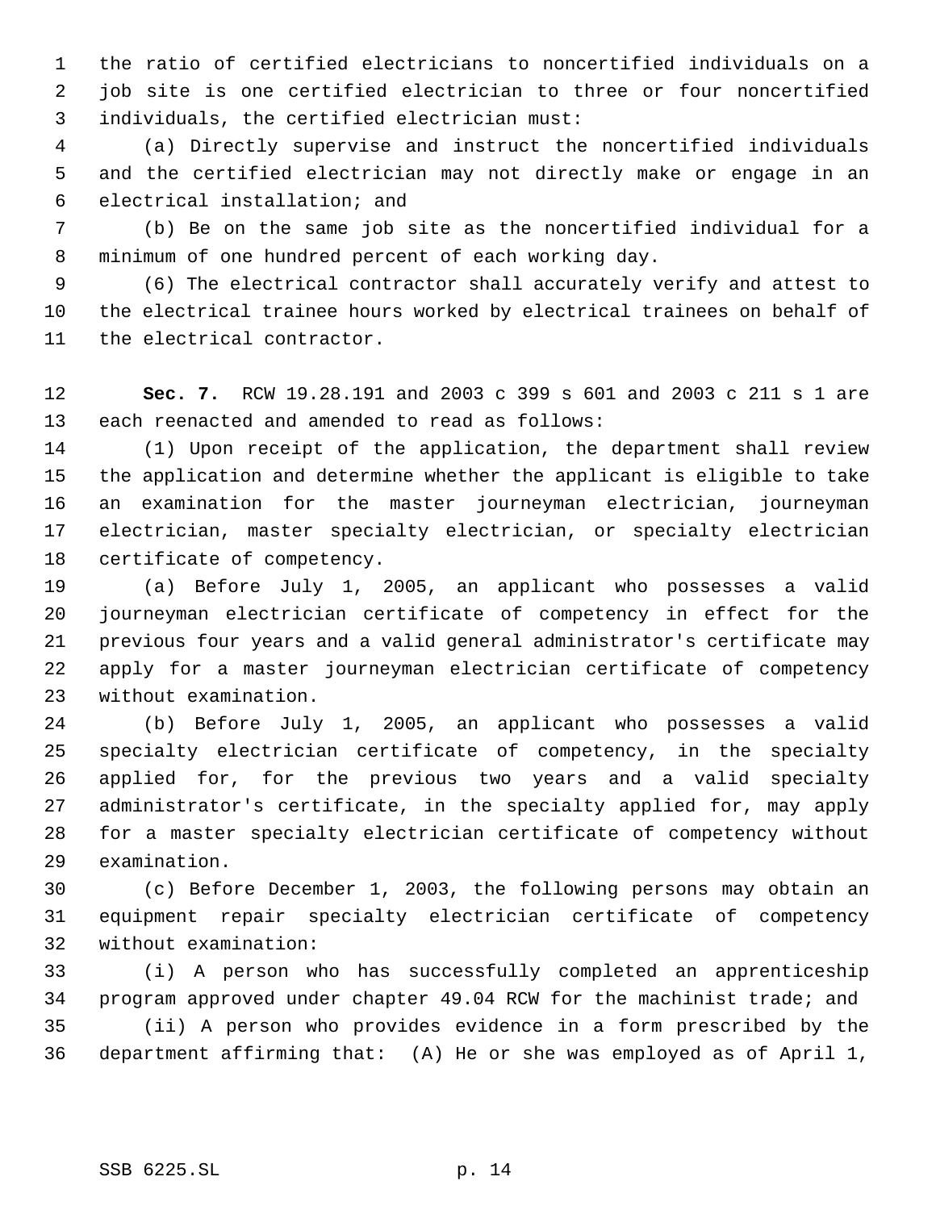the ratio of certified electricians to noncertified individuals on a job site is one certified electrician to three or four noncertified individuals, the certified electrician must:

(a) Directly supervise and instruct the noncertified individuals and the certified electrician may not directly make or engage in an electrical installation; and

(b) Be on the same job site as the noncertified individual for a minimum of one hundred percent of each working day.

(6) The electrical contractor shall accurately verify and attest to the electrical trainee hours worked by electrical trainees on behalf of the electrical contractor.

**Sec. 7.** RCW 19.28.191 and 2003 c 399 s 601 and 2003 c 211 s 1 are each reenacted and amended to read as follows:

(1) Upon receipt of the application, the department shall review the application and determine whether the applicant is eligible to take an examination for the master journeyman electrician, journeyman electrician, master specialty electrician, or specialty electrician certificate of competency.

(a) Before July 1, 2005, an applicant who possesses a valid journeyman electrician certificate of competency in effect for the previous four years and a valid general administrator's certificate may apply for a master journeyman electrician certificate of competency without examination.

(b) Before July 1, 2005, an applicant who possesses a valid specialty electrician certificate of competency, in the specialty applied for, for the previous two years and a valid specialty administrator's certificate, in the specialty applied for, may apply for a master specialty electrician certificate of competency without examination.

(c) Before December 1, 2003, the following persons may obtain an equipment repair specialty electrician certificate of competency without examination:

(i) A person who has successfully completed an apprenticeship program approved under chapter 49.04 RCW for the machinist trade; and

(ii) A person who provides evidence in a form prescribed by the department affirming that: (A) He or she was employed as of April 1,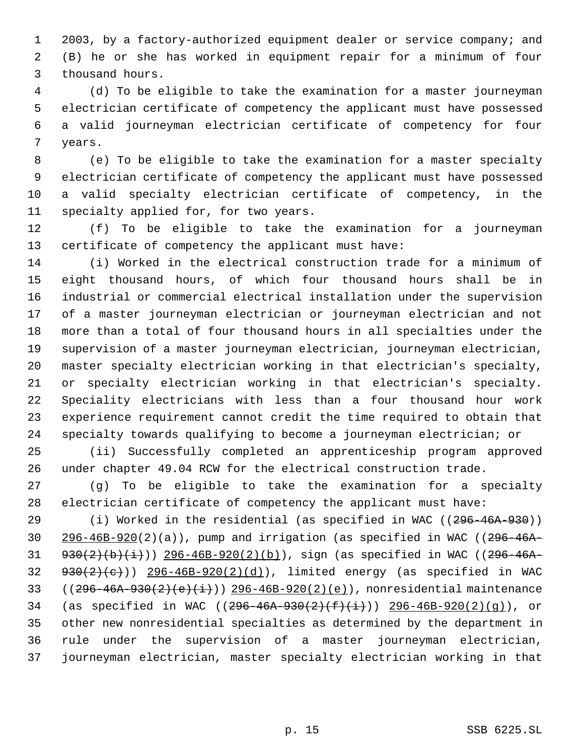2003, by a factory-authorized equipment dealer or service company; and (B) he or she has worked in equipment repair for a minimum of four thousand hours.

(d) To be eligible to take the examination for a master journeyman electrician certificate of competency the applicant must have possessed a valid journeyman electrician certificate of competency for four years.

(e) To be eligible to take the examination for a master specialty electrician certificate of competency the applicant must have possessed a valid specialty electrician certificate of competency, in the specialty applied for, for two years.

(f) To be eligible to take the examination for a journeyman certificate of competency the applicant must have:

(i) Worked in the electrical construction trade for a minimum of eight thousand hours, of which four thousand hours shall be in industrial or commercial electrical installation under the supervision of a master journeyman electrician or journeyman electrician and not more than a total of four thousand hours in all specialties under the supervision of a master journeyman electrician, journeyman electrician, master specialty electrician working in that electrician's specialty, or specialty electrician working in that electrician's specialty. Speciality electricians with less than a four thousand hour work experience requirement cannot credit the time required to obtain that specialty towards qualifying to become a journeyman electrician; or

(ii) Successfully completed an apprenticeship program approved under chapter 49.04 RCW for the electrical construction trade.

(g) To be eligible to take the examination for a specialty electrician certificate of competency the applicant must have:

(i) Worked in the residential (as specified in WAC ((~~296-46A-930~~)) <u>296-46B-920</u>(2)(a)), pump and irrigation (as specified in WAC ((~~296-46A-930(2)(b)(i)~~)) <u>296-46B-920(2)(b)</u>), sign (as specified in WAC ((~~296-46A-930(2)(c)~~)) <u>296-46B-920(2)(d)</u>), limited energy (as specified in WAC ((~~296-46A-930(2)(e)(i)~~)) <u>296-46B-920(2)(e)</u>), nonresidential maintenance (as specified in WAC ((~~296-46A-930(2)(f)(i)~~)) <u>296-46B-920(2)(g)</u>), or other new nonresidential specialties as determined by the department in rule under the supervision of a master journeyman electrician, journeyman electrician, master specialty electrician working in that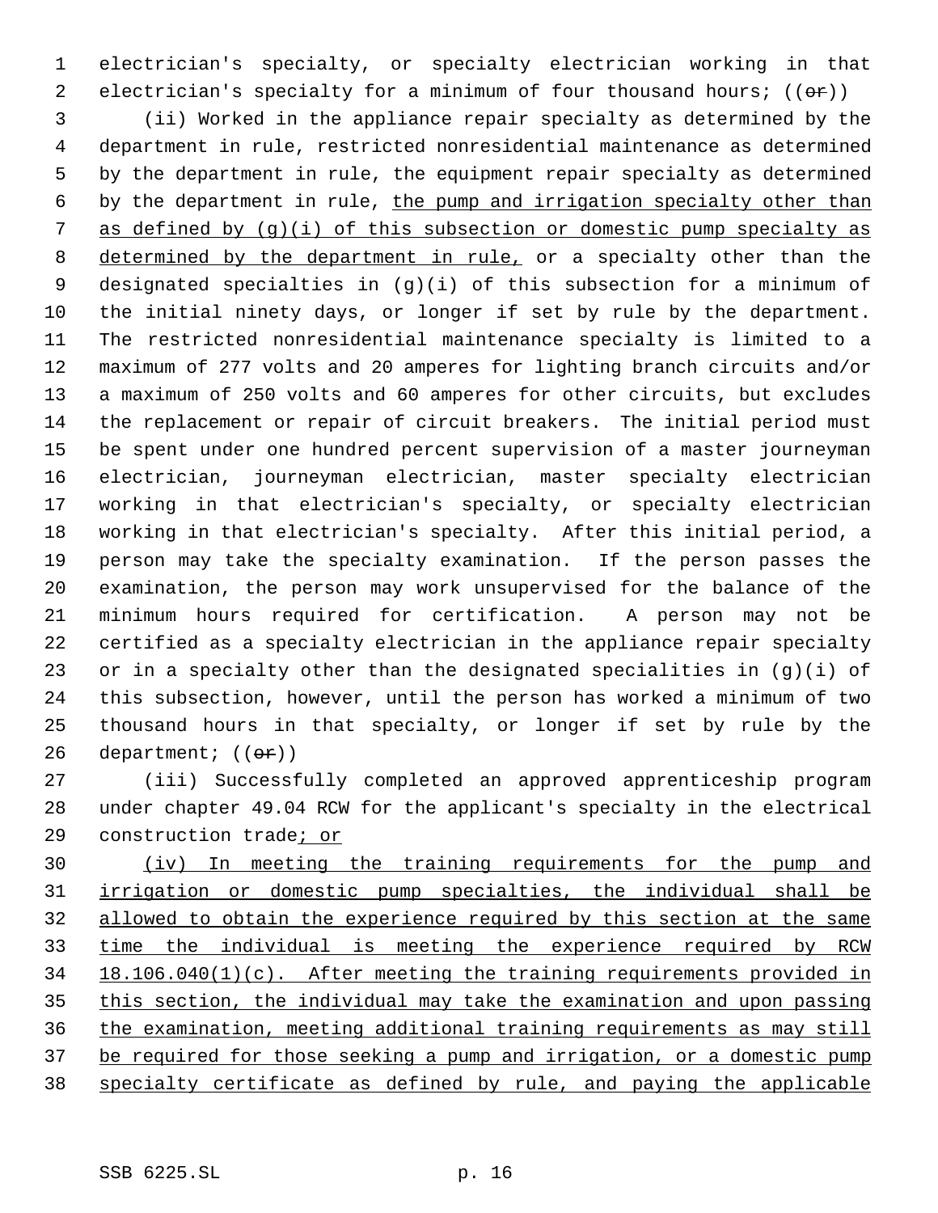electrician's specialty, or specialty electrician working in that electrician's specialty for a minimum of four thousand hours; ((~~or~~))

(ii) Worked in the appliance repair specialty as determined by the department in rule, restricted nonresidential maintenance as determined by the department in rule, the equipment repair specialty as determined by the department in rule, <u>the pump and irrigation specialty other than as defined by (g)(i) of this subsection or domestic pump specialty as determined by the department in rule,</u> or a specialty other than the designated specialties in (g)(i) of this subsection for a minimum of the initial ninety days, or longer if set by rule by the department. The restricted nonresidential maintenance specialty is limited to a maximum of 277 volts and 20 amperes for lighting branch circuits and/or a maximum of 250 volts and 60 amperes for other circuits, but excludes the replacement or repair of circuit breakers. The initial period must be spent under one hundred percent supervision of a master journeyman electrician, journeyman electrician, master specialty electrician working in that electrician's specialty, or specialty electrician working in that electrician's specialty. After this initial period, a person may take the specialty examination. If the person passes the examination, the person may work unsupervised for the balance of the minimum hours required for certification. A person may not be certified as a specialty electrician in the appliance repair specialty or in a specialty other than the designated specialities in (g)(i) of this subsection, however, until the person has worked a minimum of two thousand hours in that specialty, or longer if set by rule by the department; ((~~or~~))

(iii) Successfully completed an approved apprenticeship program under chapter 49.04 RCW for the applicant's specialty in the electrical construction trade<u>; or</u>

<u>(iv) In meeting the training requirements for the pump and irrigation or domestic pump specialties, the individual shall be allowed to obtain the experience required by this section at the same time the individual is meeting the experience required by RCW 18.106.040(1)(c). After meeting the training requirements provided in this section, the individual may take the examination and upon passing the examination, meeting additional training requirements as may still be required for those seeking a pump and irrigation, or a domestic pump specialty certificate as defined by rule, and paying the applicable</u>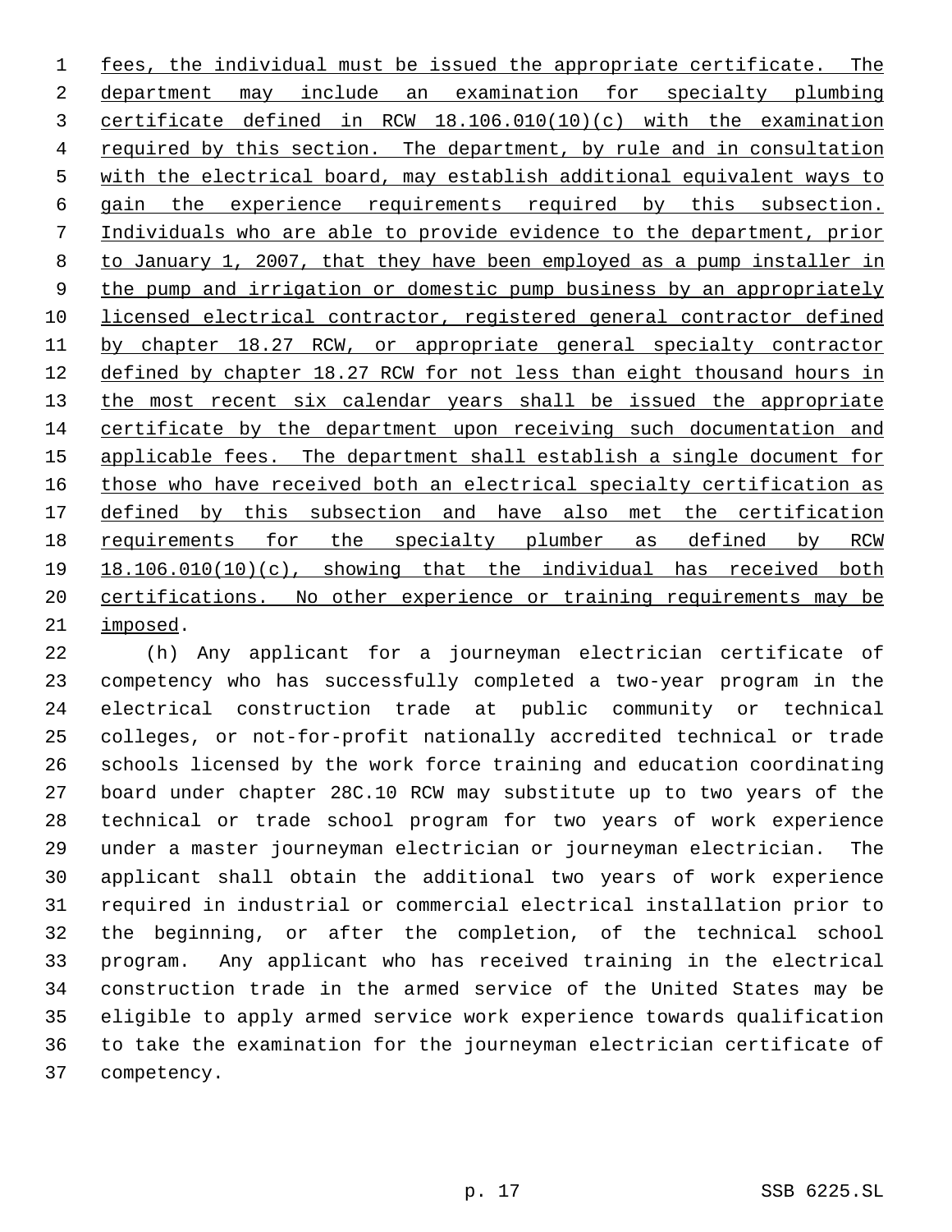fees, the individual must be issued the appropriate certificate. The department may include an examination for specialty plumbing certificate defined in RCW 18.106.010(10)(c) with the examination required by this section. The department, by rule and in consultation with the electrical board, may establish additional equivalent ways to gain the experience requirements required by this subsection. Individuals who are able to provide evidence to the department, prior to January 1, 2007, that they have been employed as a pump installer in the pump and irrigation or domestic pump business by an appropriately licensed electrical contractor, registered general contractor defined by chapter 18.27 RCW, or appropriate general specialty contractor defined by chapter 18.27 RCW for not less than eight thousand hours in the most recent six calendar years shall be issued the appropriate certificate by the department upon receiving such documentation and applicable fees. The department shall establish a single document for those who have received both an electrical specialty certification as defined by this subsection and have also met the certification requirements for the specialty plumber as defined by RCW 18.106.010(10)(c), showing that the individual has received both certifications. No other experience or training requirements may be imposed.

(h) Any applicant for a journeyman electrician certificate of competency who has successfully completed a two-year program in the electrical construction trade at public community or technical colleges, or not-for-profit nationally accredited technical or trade schools licensed by the work force training and education coordinating board under chapter 28C.10 RCW may substitute up to two years of the technical or trade school program for two years of work experience under a master journeyman electrician or journeyman electrician. The applicant shall obtain the additional two years of work experience required in industrial or commercial electrical installation prior to the beginning, or after the completion, of the technical school program. Any applicant who has received training in the electrical construction trade in the armed service of the United States may be eligible to apply armed service work experience towards qualification to take the examination for the journeyman electrician certificate of competency.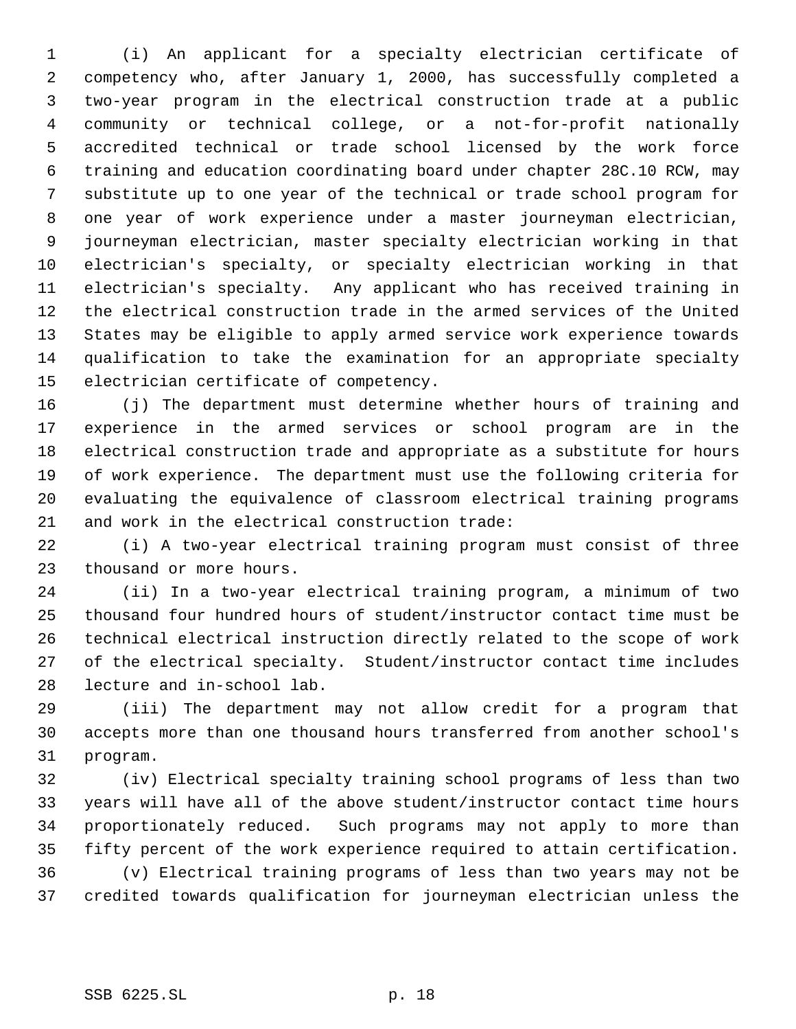(i) An applicant for a specialty electrician certificate of competency who, after January 1, 2000, has successfully completed a two-year program in the electrical construction trade at a public community or technical college, or a not-for-profit nationally accredited technical or trade school licensed by the work force training and education coordinating board under chapter 28C.10 RCW, may substitute up to one year of the technical or trade school program for one year of work experience under a master journeyman electrician, journeyman electrician, master specialty electrician working in that electrician's specialty, or specialty electrician working in that electrician's specialty. Any applicant who has received training in the electrical construction trade in the armed services of the United States may be eligible to apply armed service work experience towards qualification to take the examination for an appropriate specialty electrician certificate of competency.

(j) The department must determine whether hours of training and experience in the armed services or school program are in the electrical construction trade and appropriate as a substitute for hours of work experience. The department must use the following criteria for evaluating the equivalence of classroom electrical training programs and work in the electrical construction trade:

(i) A two-year electrical training program must consist of three thousand or more hours.

(ii) In a two-year electrical training program, a minimum of two thousand four hundred hours of student/instructor contact time must be technical electrical instruction directly related to the scope of work of the electrical specialty. Student/instructor contact time includes lecture and in-school lab.

(iii) The department may not allow credit for a program that accepts more than one thousand hours transferred from another school's program.

(iv) Electrical specialty training school programs of less than two years will have all of the above student/instructor contact time hours proportionately reduced. Such programs may not apply to more than fifty percent of the work experience required to attain certification.

(v) Electrical training programs of less than two years may not be credited towards qualification for journeyman electrician unless the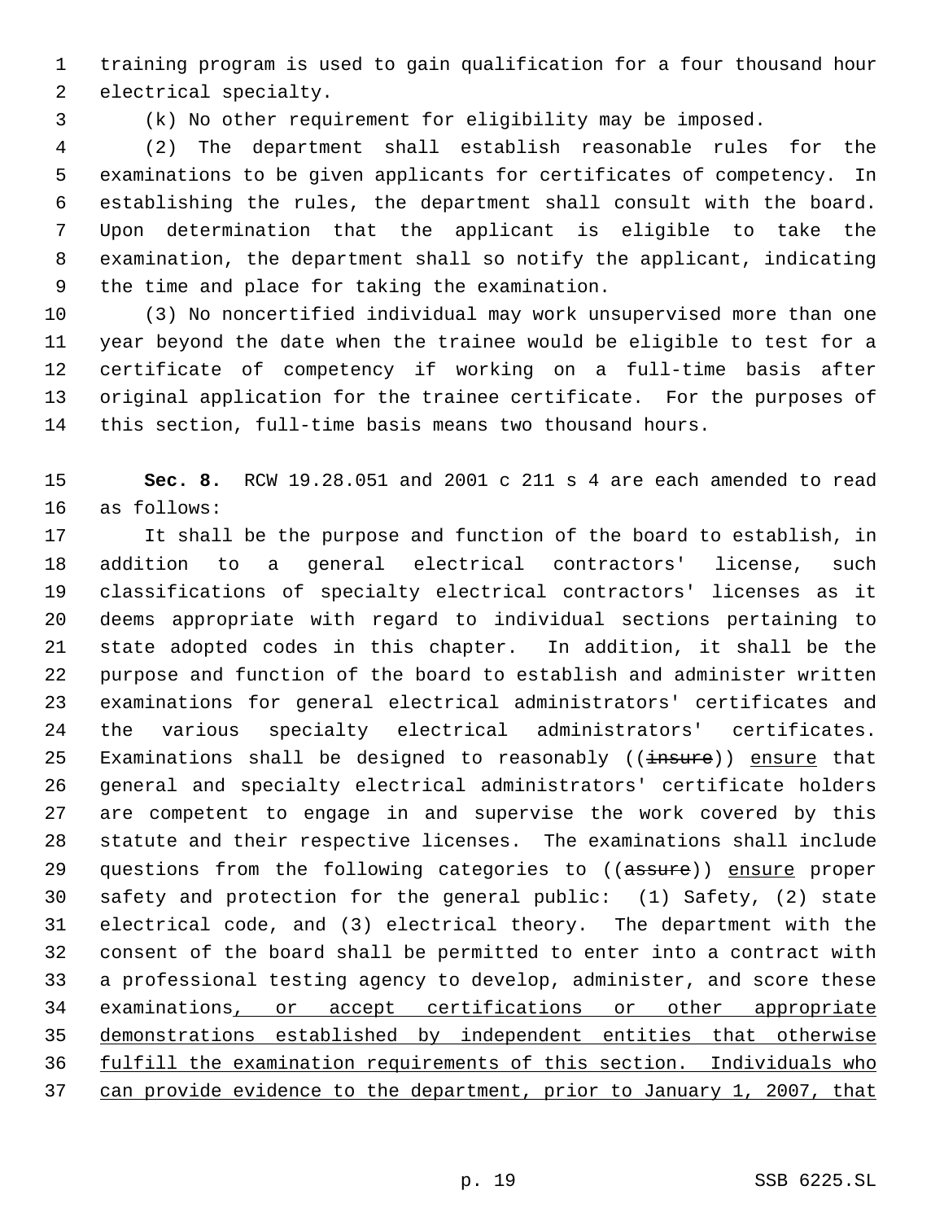training program is used to gain qualification for a four thousand hour electrical specialty.

(k) No other requirement for eligibility may be imposed.

(2) The department shall establish reasonable rules for the examinations to be given applicants for certificates of competency. In establishing the rules, the department shall consult with the board. Upon determination that the applicant is eligible to take the examination, the department shall so notify the applicant, indicating the time and place for taking the examination.

(3) No noncertified individual may work unsupervised more than one year beyond the date when the trainee would be eligible to test for a certificate of competency if working on a full-time basis after original application for the trainee certificate. For the purposes of this section, full-time basis means two thousand hours.

**Sec. 8.** RCW 19.28.051 and 2001 c 211 s 4 are each amended to read as follows:

It shall be the purpose and function of the board to establish, in addition to a general electrical contractors' license, such classifications of specialty electrical contractors' licenses as it deems appropriate with regard to individual sections pertaining to state adopted codes in this chapter. In addition, it shall be the purpose and function of the board to establish and administer written examinations for general electrical administrators' certificates and the various specialty electrical administrators' certificates. Examinations shall be designed to reasonably ((~~insure~~)) ensure that general and specialty electrical administrators' certificate holders are competent to engage in and supervise the work covered by this statute and their respective licenses. The examinations shall include questions from the following categories to ((~~assure~~)) ensure proper safety and protection for the general public: (1) Safety, (2) state electrical code, and (3) electrical theory. The department with the consent of the board shall be permitted to enter into a contract with a professional testing agency to develop, administer, and score these examinations, or accept certifications or other appropriate demonstrations established by independent entities that otherwise fulfill the examination requirements of this section. Individuals who can provide evidence to the department, prior to January 1, 2007, that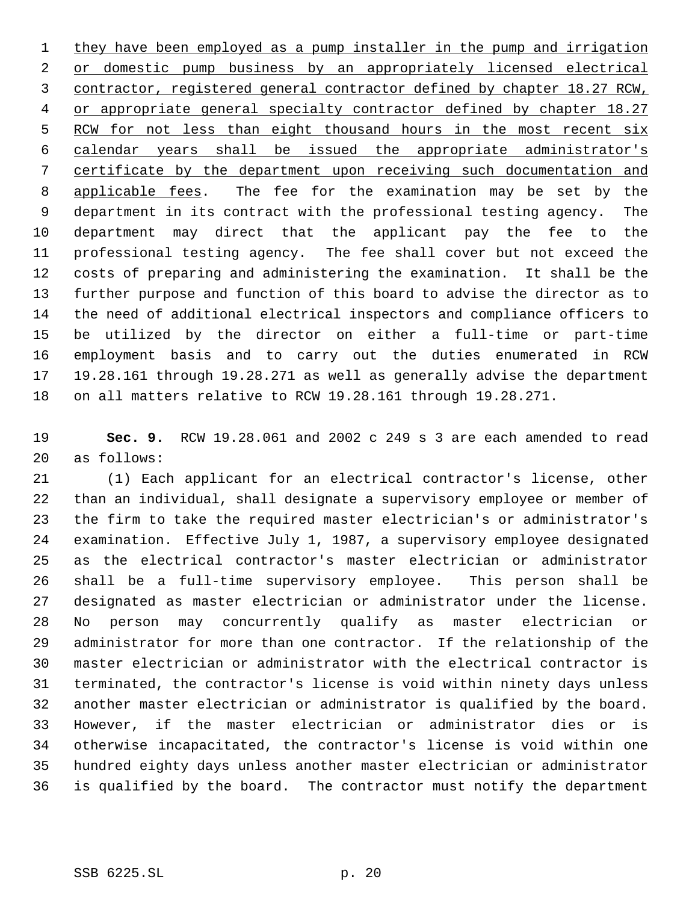they have been employed as a pump installer in the pump and irrigation or domestic pump business by an appropriately licensed electrical contractor, registered general contractor defined by chapter 18.27 RCW, or appropriate general specialty contractor defined by chapter 18.27 RCW for not less than eight thousand hours in the most recent six calendar years shall be issued the appropriate administrator's certificate by the department upon receiving such documentation and applicable fees. The fee for the examination may be set by the department in its contract with the professional testing agency. The department may direct that the applicant pay the fee to the professional testing agency. The fee shall cover but not exceed the costs of preparing and administering the examination. It shall be the further purpose and function of this board to advise the director as to the need of additional electrical inspectors and compliance officers to be utilized by the director on either a full-time or part-time employment basis and to carry out the duties enumerated in RCW 19.28.161 through 19.28.271 as well as generally advise the department on all matters relative to RCW 19.28.161 through 19.28.271.

**Sec. 9.** RCW 19.28.061 and 2002 c 249 s 3 are each amended to read as follows:

(1) Each applicant for an electrical contractor's license, other than an individual, shall designate a supervisory employee or member of the firm to take the required master electrician's or administrator's examination. Effective July 1, 1987, a supervisory employee designated as the electrical contractor's master electrician or administrator shall be a full-time supervisory employee. This person shall be designated as master electrician or administrator under the license. No person may concurrently qualify as master electrician or administrator for more than one contractor. If the relationship of the master electrician or administrator with the electrical contractor is terminated, the contractor's license is void within ninety days unless another master electrician or administrator is qualified by the board. However, if the master electrician or administrator dies or is otherwise incapacitated, the contractor's license is void within one hundred eighty days unless another master electrician or administrator is qualified by the board. The contractor must notify the department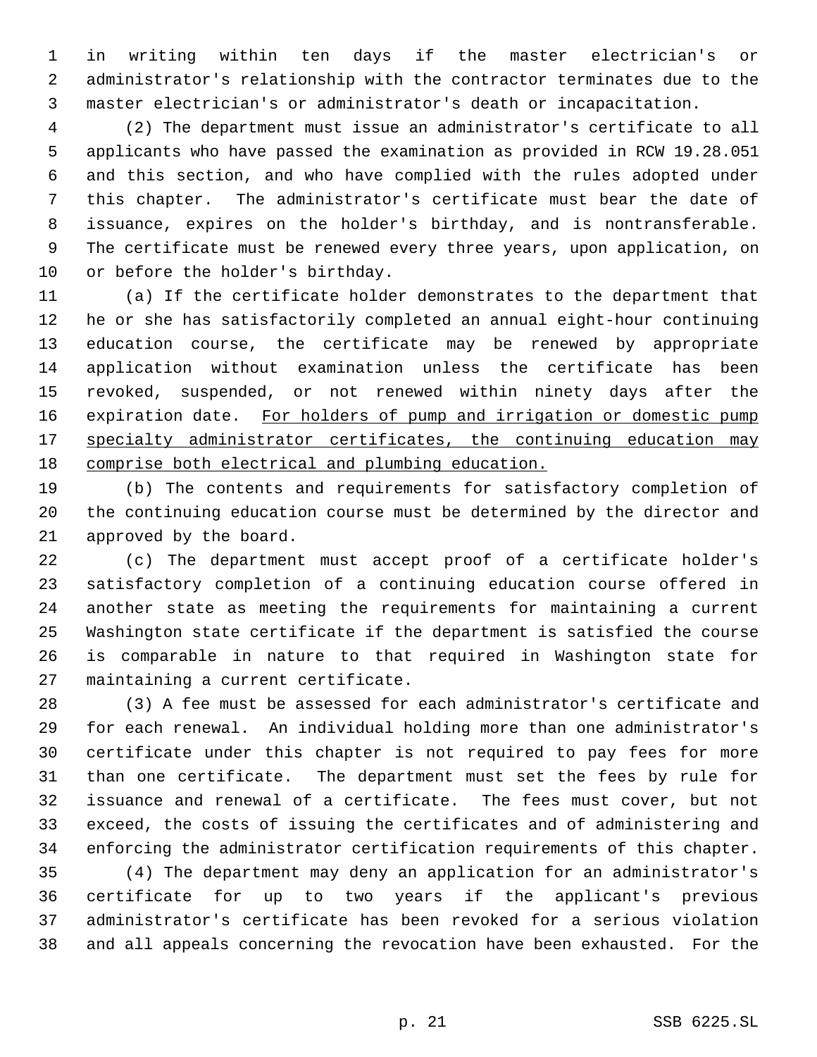in writing within ten days if the master electrician's or administrator's relationship with the contractor terminates due to the master electrician's or administrator's death or incapacitation.

(2) The department must issue an administrator's certificate to all applicants who have passed the examination as provided in RCW 19.28.051 and this section, and who have complied with the rules adopted under this chapter. The administrator's certificate must bear the date of issuance, expires on the holder's birthday, and is nontransferable. The certificate must be renewed every three years, upon application, on or before the holder's birthday.

(a) If the certificate holder demonstrates to the department that he or she has satisfactorily completed an annual eight-hour continuing education course, the certificate may be renewed by appropriate application without examination unless the certificate has been revoked, suspended, or not renewed within ninety days after the expiration date. <u>For holders of pump and irrigation or domestic pump specialty administrator certificates, the continuing education may comprise both electrical and plumbing education.</u>

(b) The contents and requirements for satisfactory completion of the continuing education course must be determined by the director and approved by the board.

(c) The department must accept proof of a certificate holder's satisfactory completion of a continuing education course offered in another state as meeting the requirements for maintaining a current Washington state certificate if the department is satisfied the course is comparable in nature to that required in Washington state for maintaining a current certificate.

(3) A fee must be assessed for each administrator's certificate and for each renewal. An individual holding more than one administrator's certificate under this chapter is not required to pay fees for more than one certificate. The department must set the fees by rule for issuance and renewal of a certificate. The fees must cover, but not exceed, the costs of issuing the certificates and of administering and enforcing the administrator certification requirements of this chapter.

(4) The department may deny an application for an administrator's certificate for up to two years if the applicant's previous administrator's certificate has been revoked for a serious violation and all appeals concerning the revocation have been exhausted. For the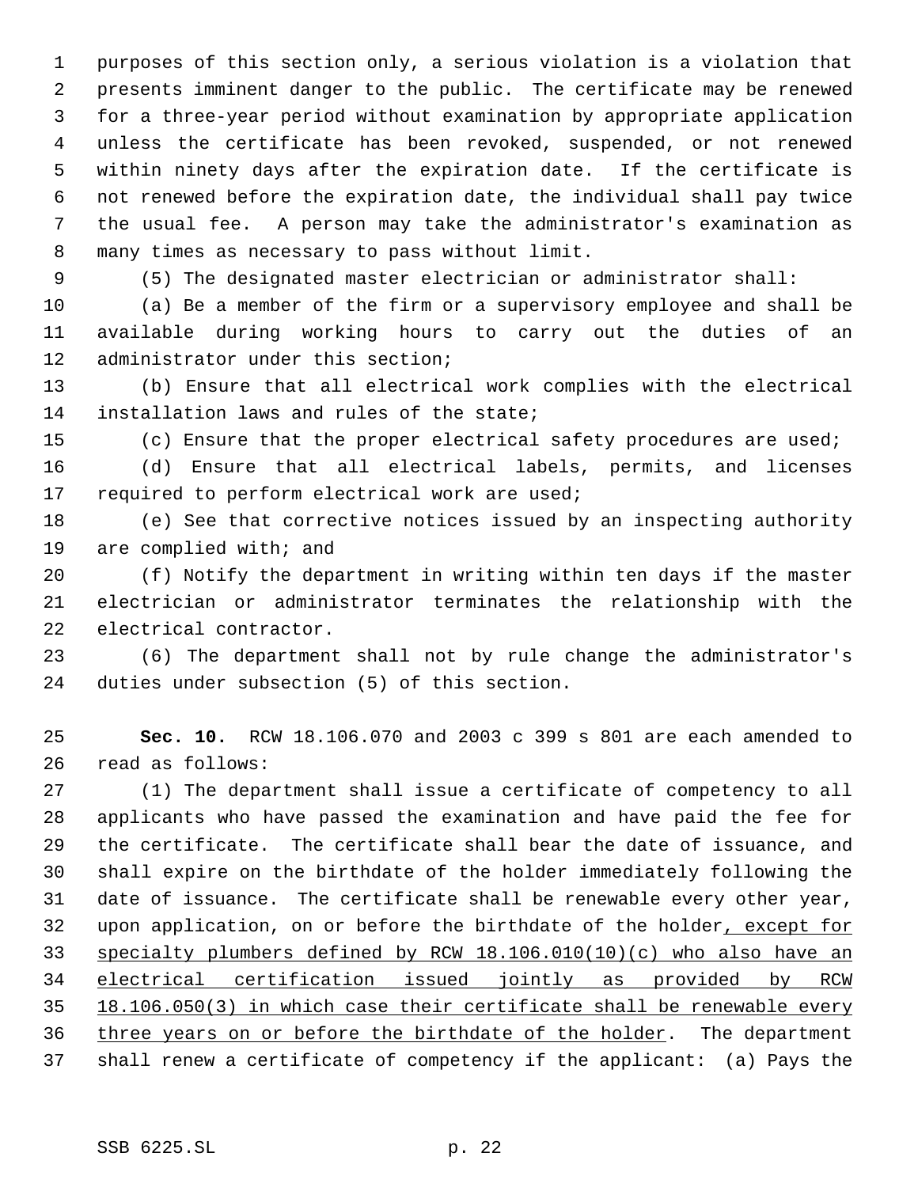purposes of this section only, a serious violation is a violation that presents imminent danger to the public. The certificate may be renewed for a three-year period without examination by appropriate application unless the certificate has been revoked, suspended, or not renewed within ninety days after the expiration date. If the certificate is not renewed before the expiration date, the individual shall pay twice the usual fee. A person may take the administrator's examination as many times as necessary to pass without limit.

(5) The designated master electrician or administrator shall:

(a) Be a member of the firm or a supervisory employee and shall be available during working hours to carry out the duties of an administrator under this section;

(b) Ensure that all electrical work complies with the electrical installation laws and rules of the state;

(c) Ensure that the proper electrical safety procedures are used;

(d) Ensure that all electrical labels, permits, and licenses required to perform electrical work are used;

(e) See that corrective notices issued by an inspecting authority are complied with; and

(f) Notify the department in writing within ten days if the master electrician or administrator terminates the relationship with the electrical contractor.

(6) The department shall not by rule change the administrator's duties under subsection (5) of this section.

**Sec. 10.** RCW 18.106.070 and 2003 c 399 s 801 are each amended to read as follows:

(1) The department shall issue a certificate of competency to all applicants who have passed the examination and have paid the fee for the certificate. The certificate shall bear the date of issuance, and shall expire on the birthdate of the holder immediately following the date of issuance. The certificate shall be renewable every other year, upon application, on or before the birthdate of the holder, except for specialty plumbers defined by RCW 18.106.010(10)(c) who also have an electrical certification issued jointly as provided by RCW 18.106.050(3) in which case their certificate shall be renewable every three years on or before the birthdate of the holder. The department shall renew a certificate of competency if the applicant: (a) Pays the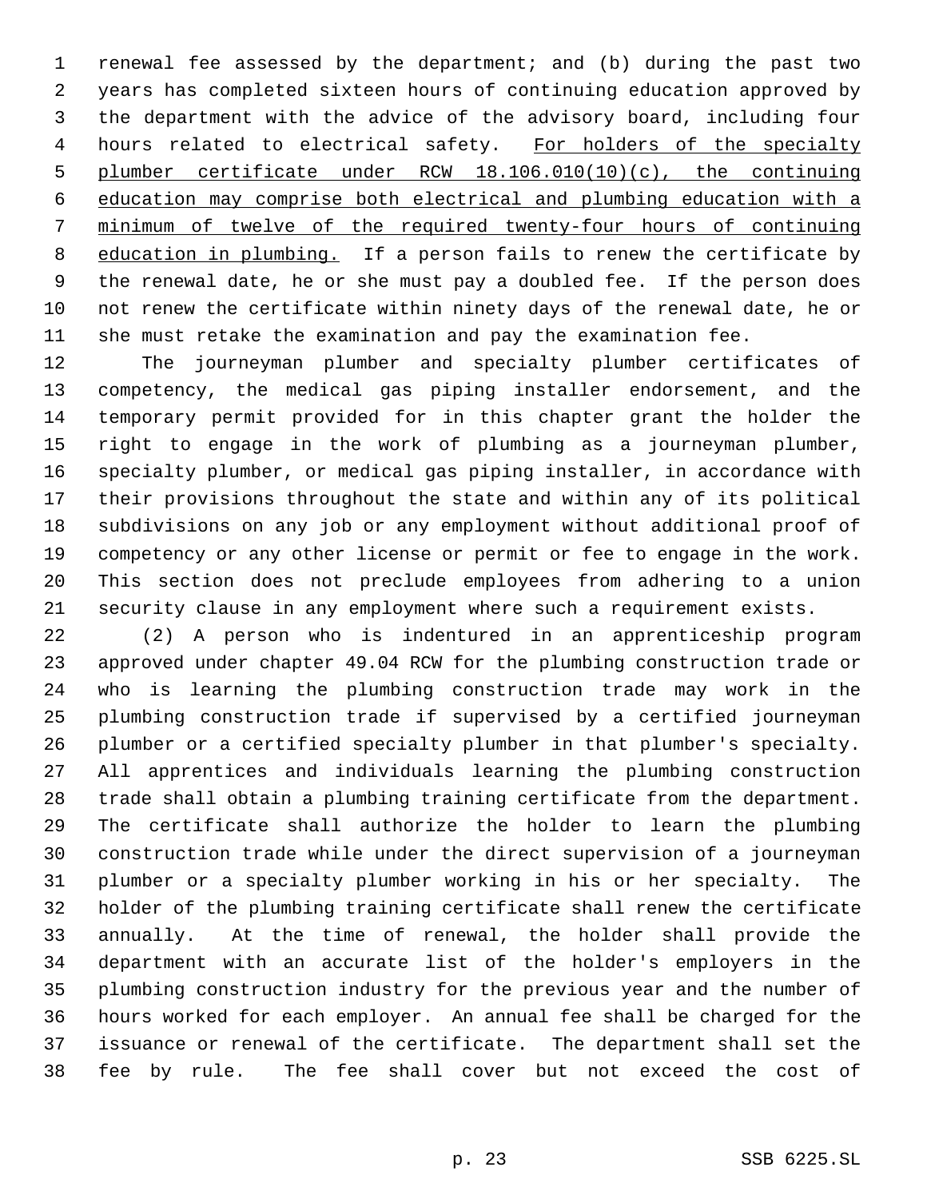renewal fee assessed by the department; and (b) during the past two years has completed sixteen hours of continuing education approved by the department with the advice of the advisory board, including four hours related to electrical safety. <u>For holders of the specialty plumber certificate under RCW 18.106.010(10)(c), the continuing education may comprise both electrical and plumbing education with a minimum of twelve of the required twenty-four hours of continuing education in plumbing.</u> If a person fails to renew the certificate by the renewal date, he or she must pay a doubled fee. If the person does not renew the certificate within ninety days of the renewal date, he or she must retake the examination and pay the examination fee.

The journeyman plumber and specialty plumber certificates of competency, the medical gas piping installer endorsement, and the temporary permit provided for in this chapter grant the holder the right to engage in the work of plumbing as a journeyman plumber, specialty plumber, or medical gas piping installer, in accordance with their provisions throughout the state and within any of its political subdivisions on any job or any employment without additional proof of competency or any other license or permit or fee to engage in the work. This section does not preclude employees from adhering to a union security clause in any employment where such a requirement exists.

(2) A person who is indentured in an apprenticeship program approved under chapter 49.04 RCW for the plumbing construction trade or who is learning the plumbing construction trade may work in the plumbing construction trade if supervised by a certified journeyman plumber or a certified specialty plumber in that plumber's specialty. All apprentices and individuals learning the plumbing construction trade shall obtain a plumbing training certificate from the department. The certificate shall authorize the holder to learn the plumbing construction trade while under the direct supervision of a journeyman plumber or a specialty plumber working in his or her specialty. The holder of the plumbing training certificate shall renew the certificate annually. At the time of renewal, the holder shall provide the department with an accurate list of the holder's employers in the plumbing construction industry for the previous year and the number of hours worked for each employer. An annual fee shall be charged for the issuance or renewal of the certificate. The department shall set the fee by rule. The fee shall cover but not exceed the cost of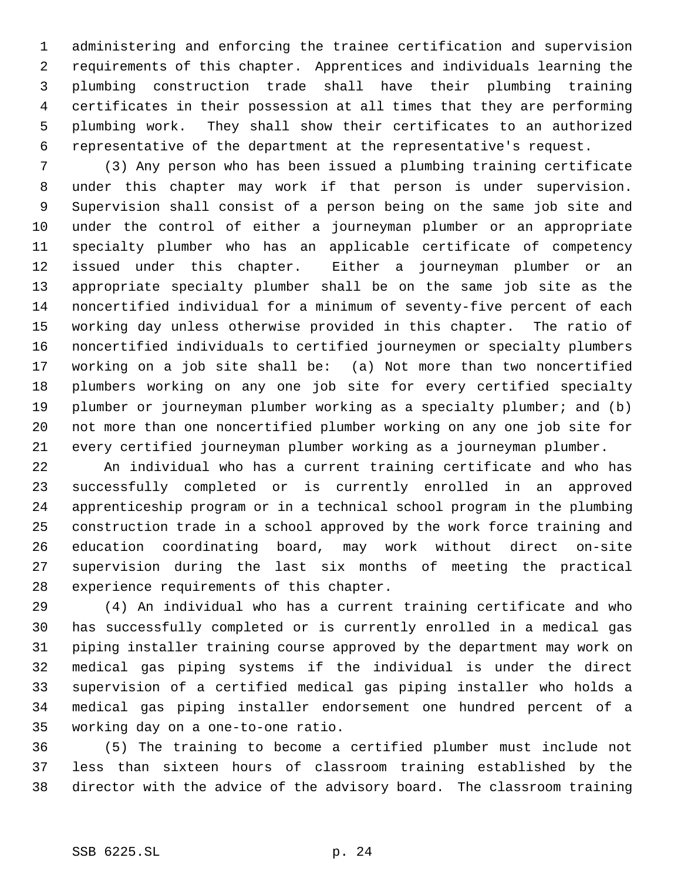administering and enforcing the trainee certification and supervision requirements of this chapter. Apprentices and individuals learning the plumbing construction trade shall have their plumbing training certificates in their possession at all times that they are performing plumbing work. They shall show their certificates to an authorized representative of the department at the representative's request.

(3) Any person who has been issued a plumbing training certificate under this chapter may work if that person is under supervision. Supervision shall consist of a person being on the same job site and under the control of either a journeyman plumber or an appropriate specialty plumber who has an applicable certificate of competency issued under this chapter. Either a journeyman plumber or an appropriate specialty plumber shall be on the same job site as the noncertified individual for a minimum of seventy-five percent of each working day unless otherwise provided in this chapter. The ratio of noncertified individuals to certified journeymen or specialty plumbers working on a job site shall be: (a) Not more than two noncertified plumbers working on any one job site for every certified specialty plumber or journeyman plumber working as a specialty plumber; and (b) not more than one noncertified plumber working on any one job site for every certified journeyman plumber working as a journeyman plumber.

An individual who has a current training certificate and who has successfully completed or is currently enrolled in an approved apprenticeship program or in a technical school program in the plumbing construction trade in a school approved by the work force training and education coordinating board, may work without direct on-site supervision during the last six months of meeting the practical experience requirements of this chapter.

(4) An individual who has a current training certificate and who has successfully completed or is currently enrolled in a medical gas piping installer training course approved by the department may work on medical gas piping systems if the individual is under the direct supervision of a certified medical gas piping installer who holds a medical gas piping installer endorsement one hundred percent of a working day on a one-to-one ratio.

(5) The training to become a certified plumber must include not less than sixteen hours of classroom training established by the director with the advice of the advisory board. The classroom training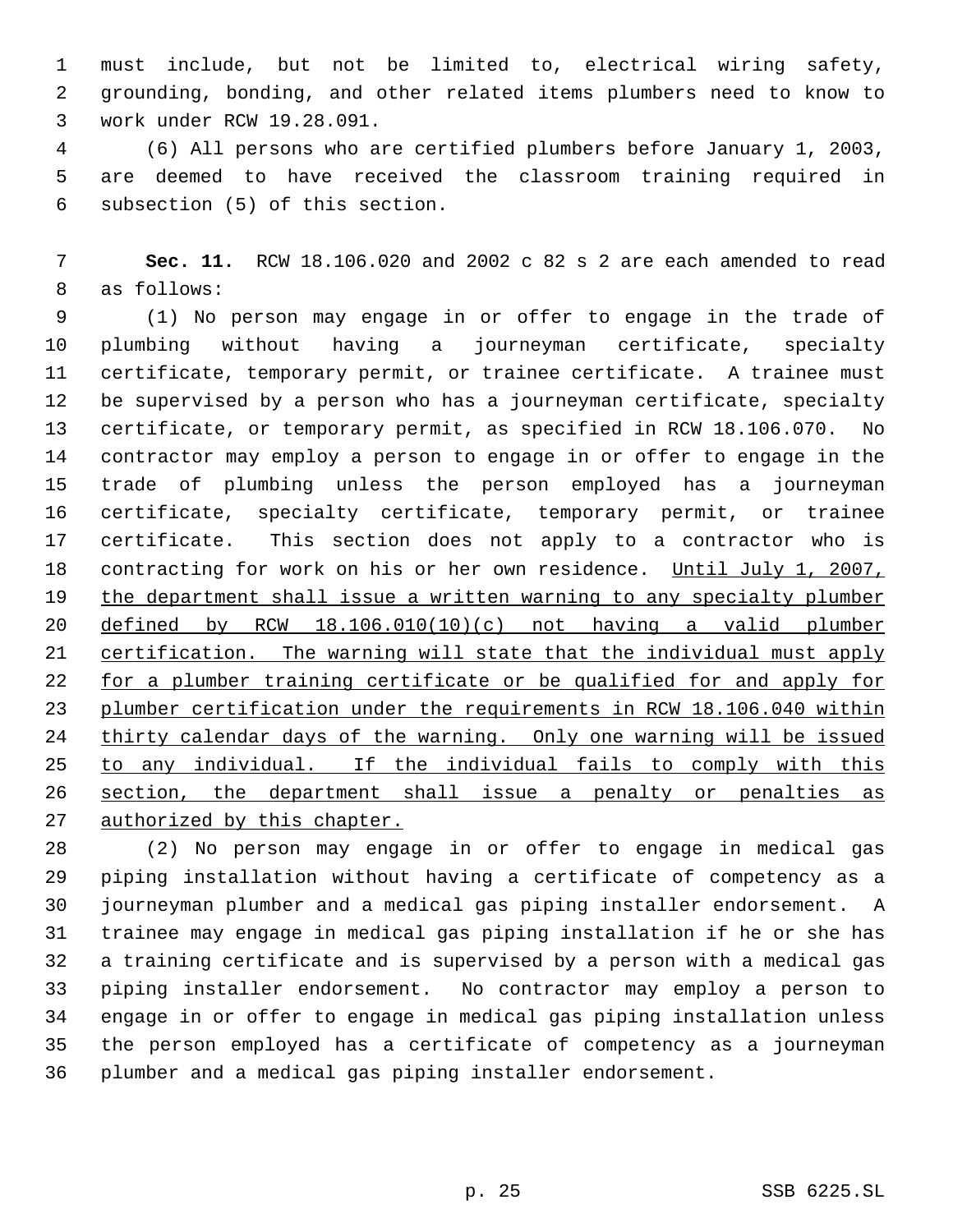must include, but not be limited to, electrical wiring safety, grounding, bonding, and other related items plumbers need to know to work under RCW 19.28.091.

(6) All persons who are certified plumbers before January 1, 2003, are deemed to have received the classroom training required in subsection (5) of this section.

**Sec. 11.** RCW 18.106.020 and 2002 c 82 s 2 are each amended to read as follows:

(1) No person may engage in or offer to engage in the trade of plumbing without having a journeyman certificate, specialty certificate, temporary permit, or trainee certificate. A trainee must be supervised by a person who has a journeyman certificate, specialty certificate, or temporary permit, as specified in RCW 18.106.070. No contractor may employ a person to engage in or offer to engage in the trade of plumbing unless the person employed has a journeyman certificate, specialty certificate, temporary permit, or trainee certificate. This section does not apply to a contractor who is contracting for work on his or her own residence. <u>Until July 1, 2007, the department shall issue a written warning to any specialty plumber defined by RCW 18.106.010(10)(c) not having a valid plumber certification. The warning will state that the individual must apply for a plumber training certificate or be qualified for and apply for plumber certification under the requirements in RCW 18.106.040 within thirty calendar days of the warning. Only one warning will be issued to any individual. If the individual fails to comply with this section, the department shall issue a penalty or penalties as authorized by this chapter.</u>

(2) No person may engage in or offer to engage in medical gas piping installation without having a certificate of competency as a journeyman plumber and a medical gas piping installer endorsement. A trainee may engage in medical gas piping installation if he or she has a training certificate and is supervised by a person with a medical gas piping installer endorsement. No contractor may employ a person to engage in or offer to engage in medical gas piping installation unless the person employed has a certificate of competency as a journeyman plumber and a medical gas piping installer endorsement.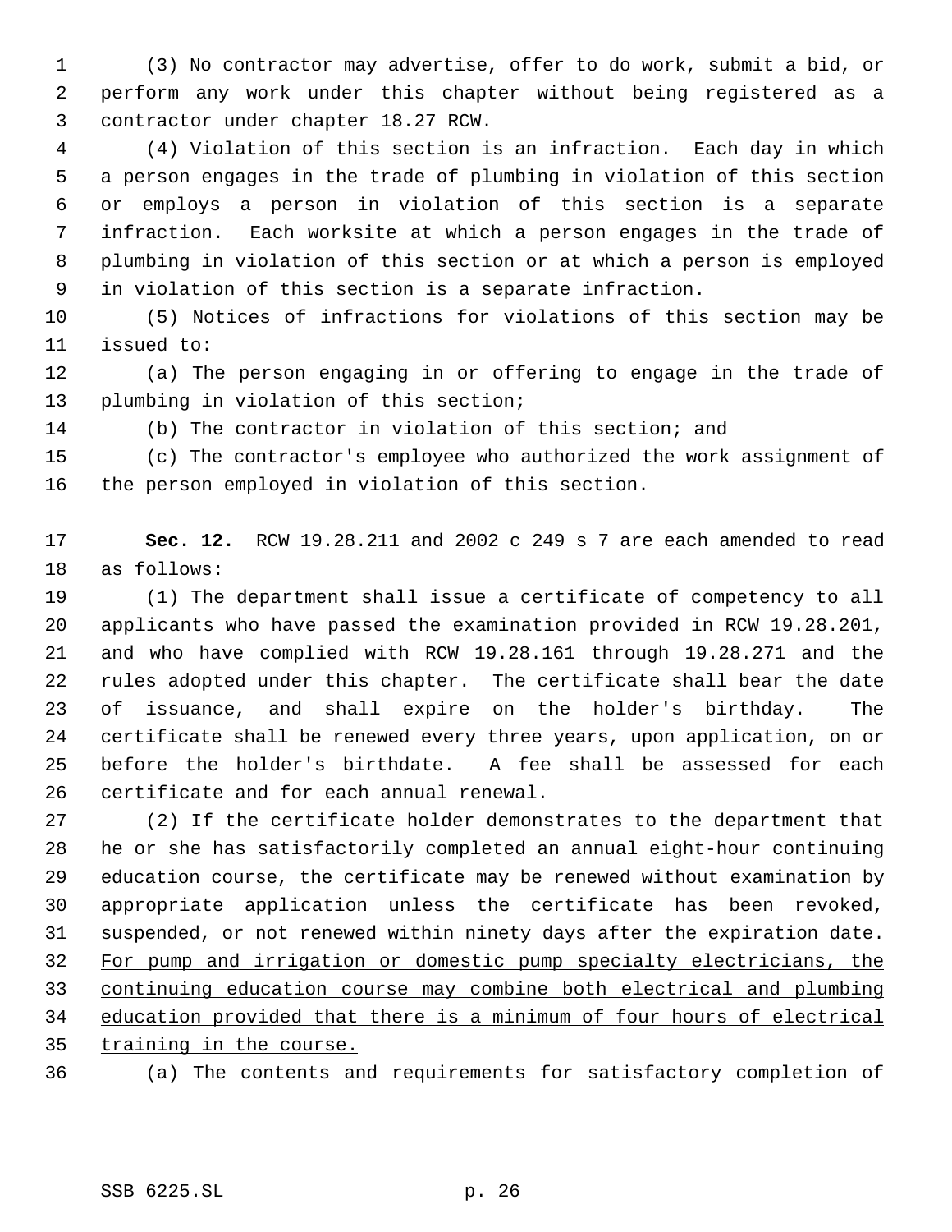(3) No contractor may advertise, offer to do work, submit a bid, or perform any work under this chapter without being registered as a contractor under chapter 18.27 RCW.

(4) Violation of this section is an infraction. Each day in which a person engages in the trade of plumbing in violation of this section or employs a person in violation of this section is a separate infraction. Each worksite at which a person engages in the trade of plumbing in violation of this section or at which a person is employed in violation of this section is a separate infraction.

(5) Notices of infractions for violations of this section may be issued to:

(a) The person engaging in or offering to engage in the trade of plumbing in violation of this section;

(b) The contractor in violation of this section; and

(c) The contractor's employee who authorized the work assignment of the person employed in violation of this section.

**Sec. 12.** RCW 19.28.211 and 2002 c 249 s 7 are each amended to read as follows:

(1) The department shall issue a certificate of competency to all applicants who have passed the examination provided in RCW 19.28.201, and who have complied with RCW 19.28.161 through 19.28.271 and the rules adopted under this chapter. The certificate shall bear the date of issuance, and shall expire on the holder's birthday. The certificate shall be renewed every three years, upon application, on or before the holder's birthdate. A fee shall be assessed for each certificate and for each annual renewal.

(2) If the certificate holder demonstrates to the department that he or she has satisfactorily completed an annual eight-hour continuing education course, the certificate may be renewed without examination by appropriate application unless the certificate has been revoked, suspended, or not renewed within ninety days after the expiration date. <u>For pump and irrigation or domestic pump specialty electricians, the continuing education course may combine both electrical and plumbing education provided that there is a minimum of four hours of electrical training in the course.</u>

(a) The contents and requirements for satisfactory completion of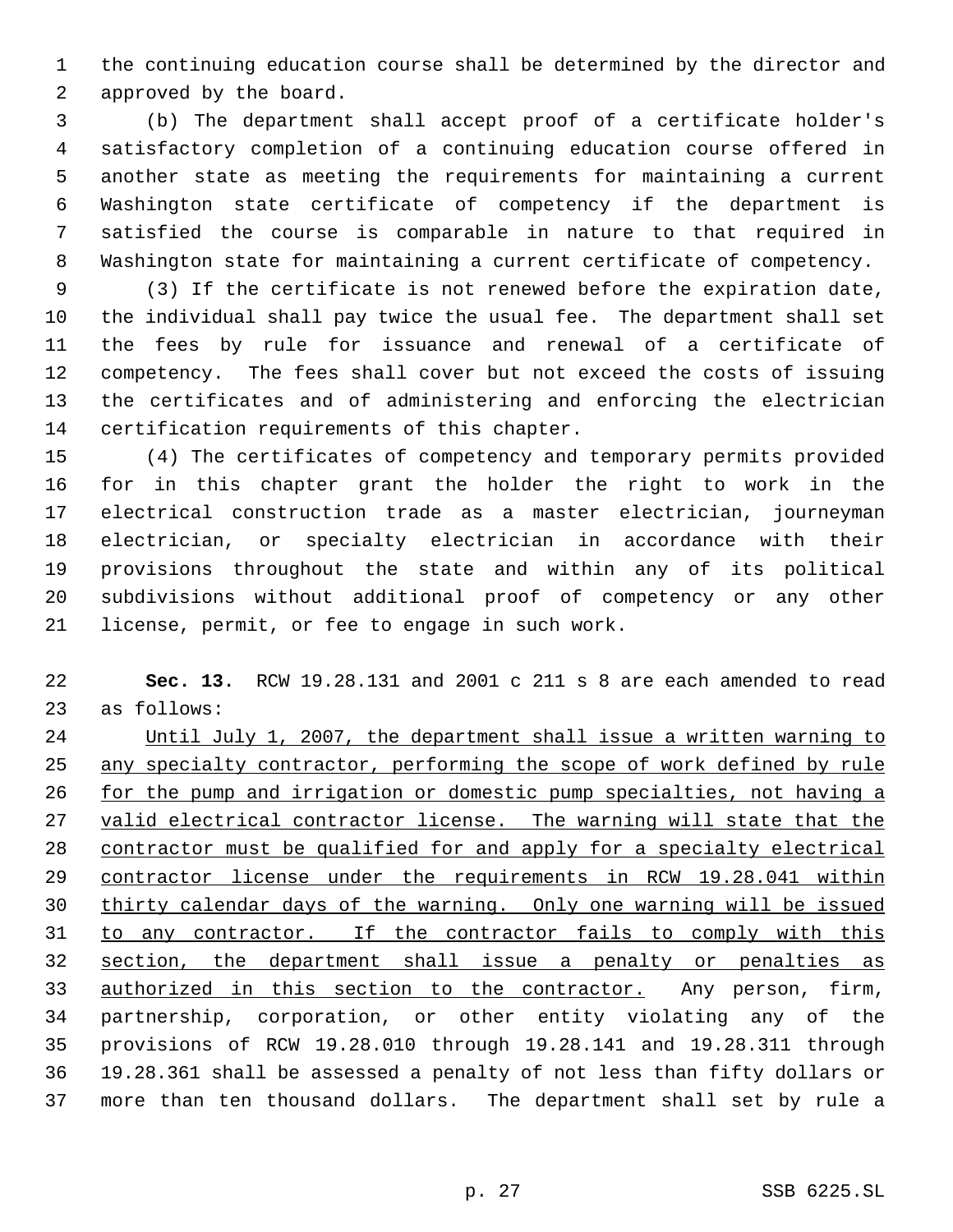the continuing education course shall be determined by the director and approved by the board.

(b) The department shall accept proof of a certificate holder's satisfactory completion of a continuing education course offered in another state as meeting the requirements for maintaining a current Washington state certificate of competency if the department is satisfied the course is comparable in nature to that required in Washington state for maintaining a current certificate of competency.

(3) If the certificate is not renewed before the expiration date, the individual shall pay twice the usual fee. The department shall set the fees by rule for issuance and renewal of a certificate of competency. The fees shall cover but not exceed the costs of issuing the certificates and of administering and enforcing the electrician certification requirements of this chapter.

(4) The certificates of competency and temporary permits provided for in this chapter grant the holder the right to work in the electrical construction trade as a master electrician, journeyman electrician, or specialty electrician in accordance with their provisions throughout the state and within any of its political subdivisions without additional proof of competency or any other license, permit, or fee to engage in such work.

**Sec. 13.** RCW 19.28.131 and 2001 c 211 s 8 are each amended to read as follows:

Until July 1, 2007, the department shall issue a written warning to any specialty contractor, performing the scope of work defined by rule for the pump and irrigation or domestic pump specialties, not having a valid electrical contractor license. The warning will state that the contractor must be qualified for and apply for a specialty electrical contractor license under the requirements in RCW 19.28.041 within thirty calendar days of the warning. Only one warning will be issued to any contractor. If the contractor fails to comply with this section, the department shall issue a penalty or penalties as authorized in this section to the contractor. Any person, firm, partnership, corporation, or other entity violating any of the provisions of RCW 19.28.010 through 19.28.141 and 19.28.311 through 19.28.361 shall be assessed a penalty of not less than fifty dollars or more than ten thousand dollars. The department shall set by rule a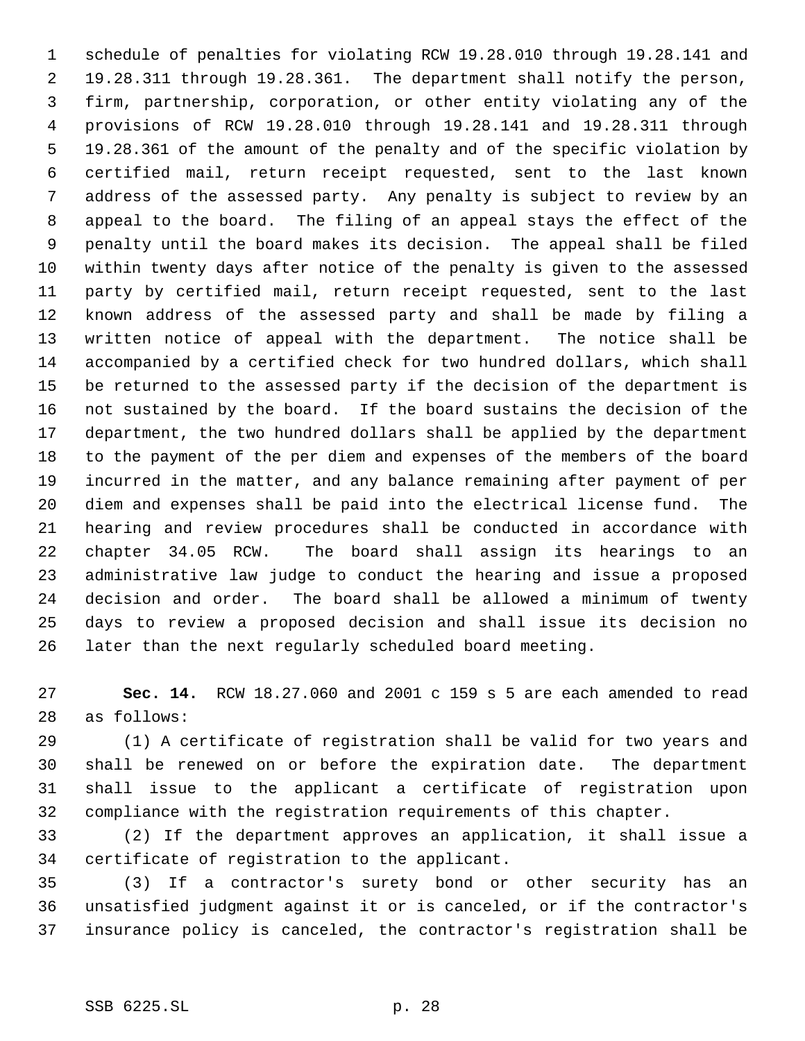schedule of penalties for violating RCW 19.28.010 through 19.28.141 and 19.28.311 through 19.28.361. The department shall notify the person, firm, partnership, corporation, or other entity violating any of the provisions of RCW 19.28.010 through 19.28.141 and 19.28.311 through 19.28.361 of the amount of the penalty and of the specific violation by certified mail, return receipt requested, sent to the last known address of the assessed party. Any penalty is subject to review by an appeal to the board. The filing of an appeal stays the effect of the penalty until the board makes its decision. The appeal shall be filed within twenty days after notice of the penalty is given to the assessed party by certified mail, return receipt requested, sent to the last known address of the assessed party and shall be made by filing a written notice of appeal with the department. The notice shall be accompanied by a certified check for two hundred dollars, which shall be returned to the assessed party if the decision of the department is not sustained by the board. If the board sustains the decision of the department, the two hundred dollars shall be applied by the department to the payment of the per diem and expenses of the members of the board incurred in the matter, and any balance remaining after payment of per diem and expenses shall be paid into the electrical license fund. The hearing and review procedures shall be conducted in accordance with chapter 34.05 RCW. The board shall assign its hearings to an administrative law judge to conduct the hearing and issue a proposed decision and order. The board shall be allowed a minimum of twenty days to review a proposed decision and shall issue its decision no later than the next regularly scheduled board meeting.

**Sec. 14.** RCW 18.27.060 and 2001 c 159 s 5 are each amended to read as follows:

(1) A certificate of registration shall be valid for two years and shall be renewed on or before the expiration date. The department shall issue to the applicant a certificate of registration upon compliance with the registration requirements of this chapter.

(2) If the department approves an application, it shall issue a certificate of registration to the applicant.

(3) If a contractor's surety bond or other security has an unsatisfied judgment against it or is canceled, or if the contractor's insurance policy is canceled, the contractor's registration shall be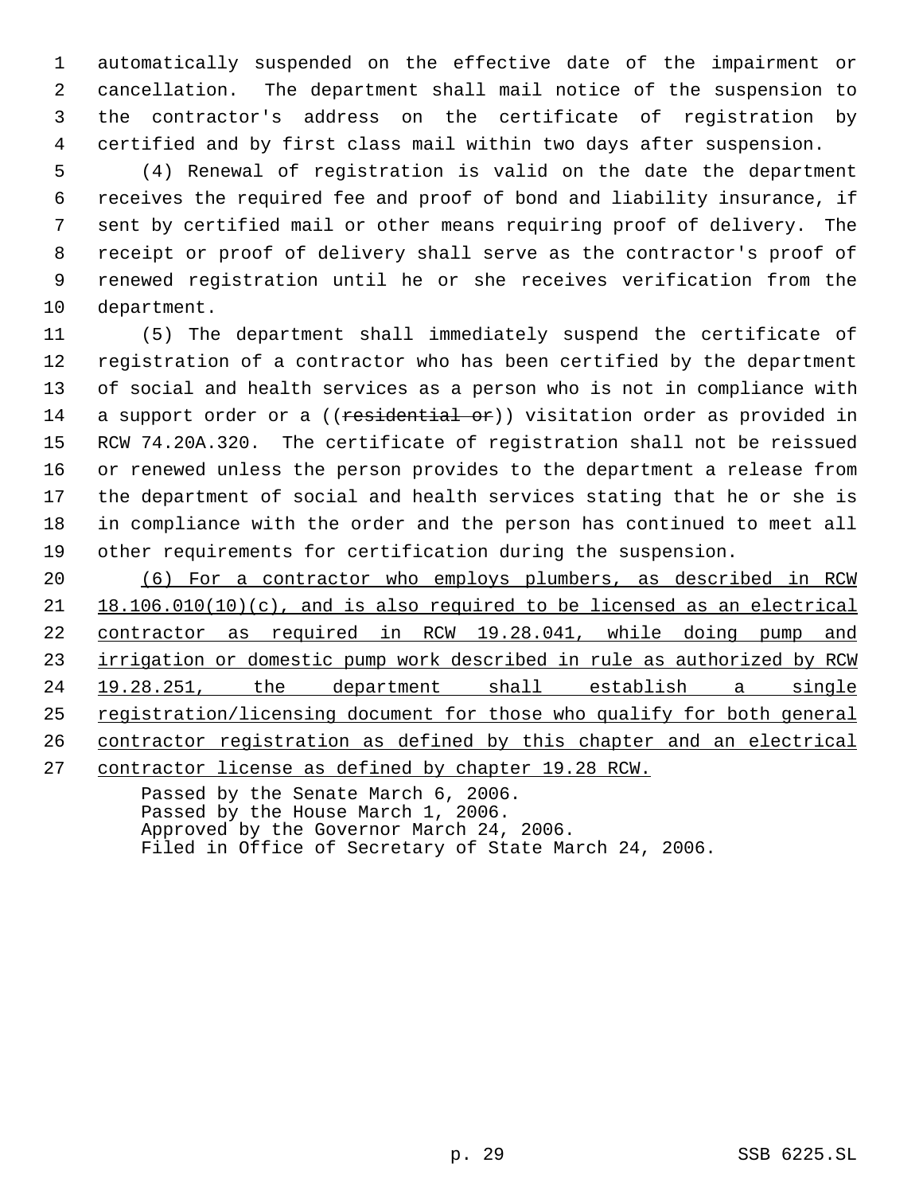automatically suspended on the effective date of the impairment or cancellation. The department shall mail notice of the suspension to the contractor's address on the certificate of registration by certified and by first class mail within two days after suspension.

(4) Renewal of registration is valid on the date the department receives the required fee and proof of bond and liability insurance, if sent by certified mail or other means requiring proof of delivery. The receipt or proof of delivery shall serve as the contractor's proof of renewed registration until he or she receives verification from the department.

(5) The department shall immediately suspend the certificate of registration of a contractor who has been certified by the department of social and health services as a person who is not in compliance with a support order or a ((~~residential or~~)) visitation order as provided in RCW 74.20A.320. The certificate of registration shall not be reissued or renewed unless the person provides to the department a release from the department of social and health services stating that he or she is in compliance with the order and the person has continued to meet all other requirements for certification during the suspension.

<u>(6) For a contractor who employs plumbers, as described in RCW 18.106.010(10)(c), and is also required to be licensed as an electrical contractor as required in RCW 19.28.041, while doing pump and irrigation or domestic pump work described in rule as authorized by RCW 19.28.251, the department shall establish a single registration/licensing document for those who qualify for both general contractor registration as defined by this chapter and an electrical contractor license as defined by chapter 19.28 RCW.</u>

Passed by the Senate March 6, 2006.
Passed by the House March 1, 2006.
Approved by the Governor March 24, 2006.
Filed in Office of Secretary of State March 24, 2006.